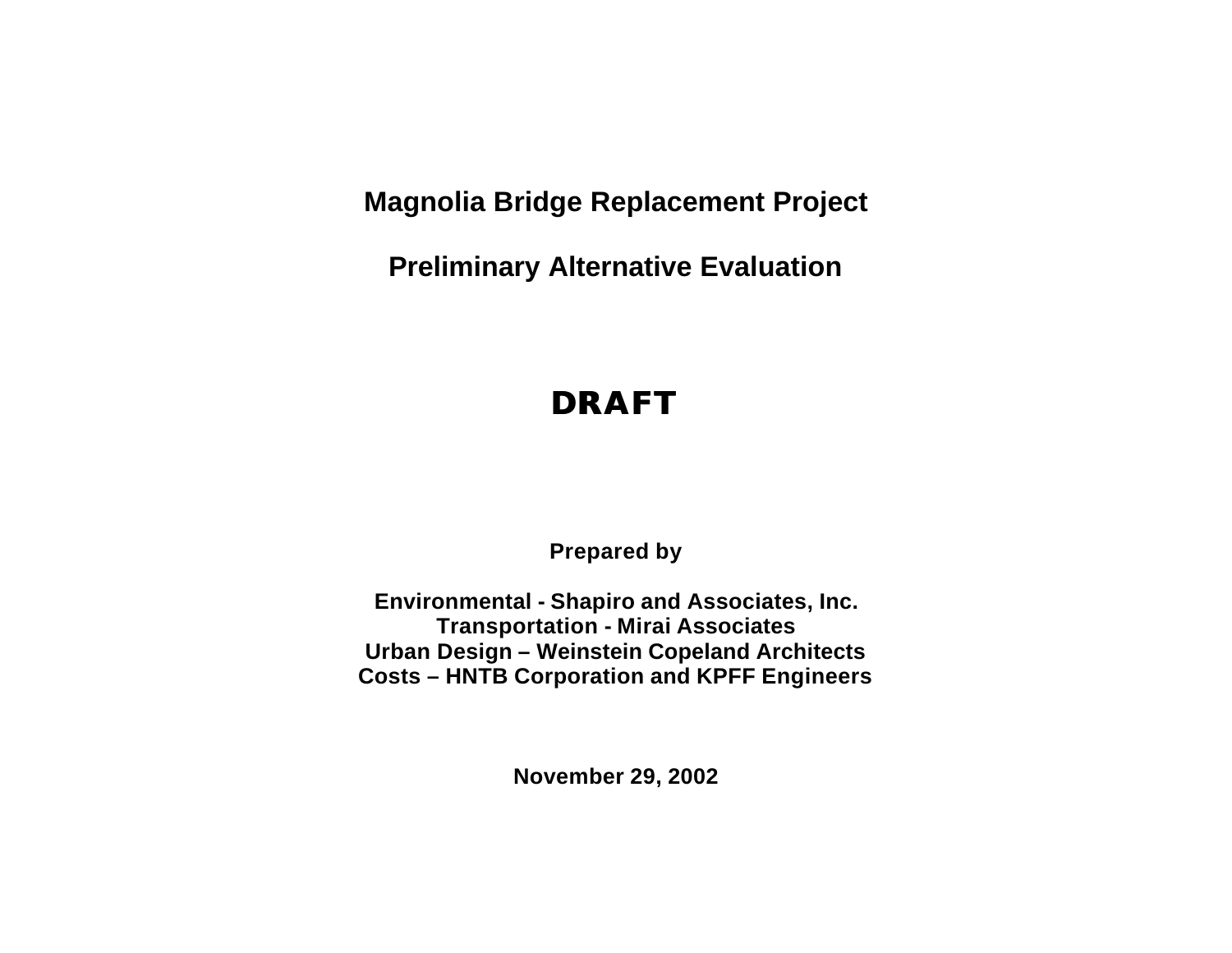# Magnolia Bridge Replacement Project

## Preliminary Alternative Evaluation

# DRAFT

**Prepared by**

**Environmental - Shapiro and Associates, Inc.**
**Transportation - Mirai Associates**
**Urban Design – Weinstein Copeland Architects**
**Costs – HNTB Corporation and KPFF Engineers**

**November 29, 2002**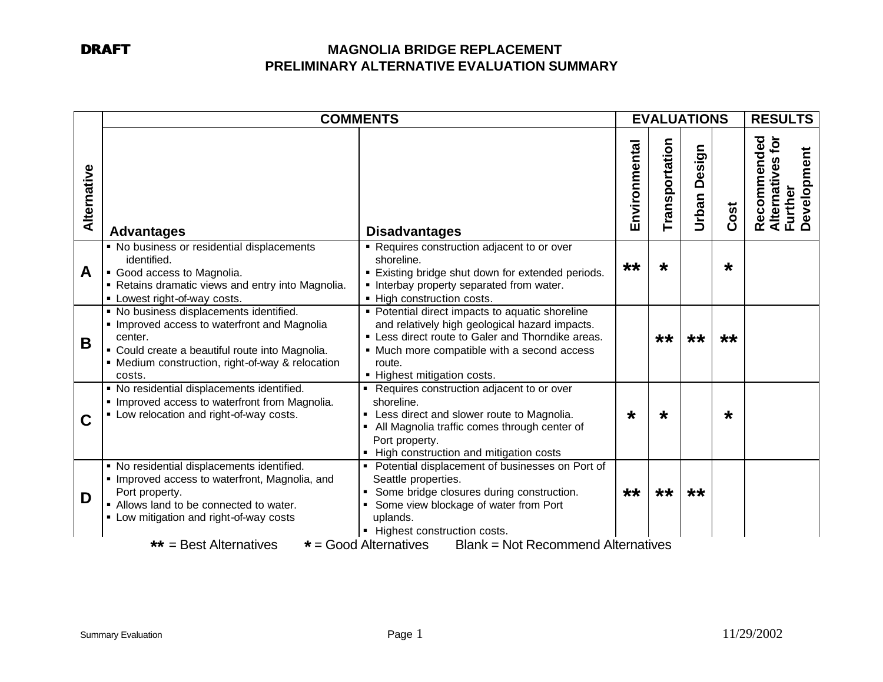DRAFT

# MAGNOLIA BRIDGE REPLACEMENT
## PRELIMINARY ALTERNATIVE EVALUATION SUMMARY

| Alternative | COMMENTS | | EVALUATIONS | | | | RESULTS |
|---|---|---|---|---|---|---|---|
| | Advantages | Disadvantages | Environmental | Transportation | Urban Design | Cost | Recommended Alternatives for Further Development |
| A | ▪ No business or residential displacements identified.<br>▪ Good access to Magnolia.<br>▪ Retains dramatic views and entry into Magnolia.<br>▪ Lowest right-of-way costs. | ▪ Requires construction adjacent to or over shoreline.<br>▪ Existing bridge shut down for extended periods.<br>▪ Interbay property separated from water.<br>▪ High construction costs. | ** | * | | * | |
| B | ▪ No business displacements identified.<br>▪ Improved access to waterfront and Magnolia center.<br>▪ Could create a beautiful route into Magnolia.<br>▪ Medium construction, right-of-way & relocation costs. | ▪ Potential direct impacts to aquatic shoreline and relatively high geological hazard impacts.<br>▪ Less direct route to Galer and Thorndike areas.<br>▪ Much more compatible with a second access route.<br>▪ Highest mitigation costs. | | ** | ** | ** | |
| C | ▪ No residential displacements identified.<br>▪ Improved access to waterfront from Magnolia.<br>▪ Low relocation and right-of-way costs. | ▪ Requires construction adjacent to or over shoreline.<br>▪ Less direct and slower route to Magnolia.<br>▪ All Magnolia traffic comes through center of Port property.<br>▪ High construction and mitigation costs | * | * | | * | |
| D | ▪ No residential displacements identified.<br>▪ Improved access to waterfront, Magnolia, and Port property.<br>▪ Allows land to be connected to water.<br>▪ Low mitigation and right-of-way costs | ▪ Potential displacement of businesses on Port of Seattle properties.<br>▪ Some bridge closures during construction.<br>▪ Some view blockage of water from Port uplands.<br>▪ Highest construction costs. | ** | ** | ** | | |

** = Best Alternatives &nbsp;&nbsp;&nbsp; * = Good Alternatives &nbsp;&nbsp;&nbsp; Blank = Not Recommend Alternatives

Summary Evaluation &nbsp;&nbsp;&nbsp; 11/29/2002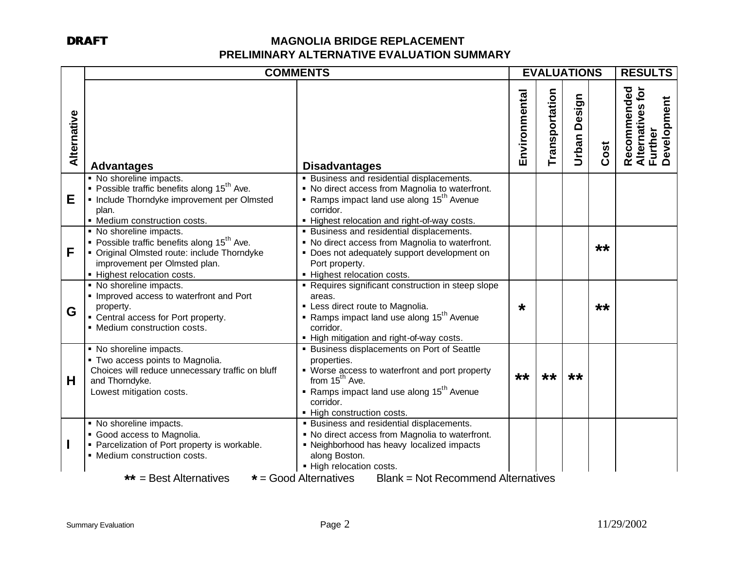DRAFT

# MAGNOLIA BRIDGE REPLACEMENT
## PRELIMINARY ALTERNATIVE EVALUATION SUMMARY

| Alternative | COMMENTS | | EVALUATIONS | | | | RESULTS |
|---|---|---|---|---|---|---|---|
| | Advantages | Disadvantages | Environmental | Transportation | Urban Design | Cost | Recommended Alternatives for Further Development |
| E | ▪ No shoreline impacts.<br>▪ Possible traffic benefits along 15th Ave.<br>▪ Include Thorndyke improvement per Olmsted plan.<br>▪ Medium construction costs. | ▪ Business and residential displacements.<br>▪ No direct access from Magnolia to waterfront.<br>▪ Ramps impact land use along 15th Avenue corridor.<br>▪ Highest relocation and right-of-way costs. | | | | | |
| F | ▪ No shoreline impacts.<br>▪ Possible traffic benefits along 15th Ave.<br>▪ Original Olmsted route: include Thorndyke improvement per Olmsted plan.<br>▪ Highest relocation costs. | ▪ Business and residential displacements.<br>▪ No direct access from Magnolia to waterfront.<br>▪ Does not adequately support development on Port property.<br>▪ Highest relocation costs. | | | | ** | |
| G | ▪ No shoreline impacts.<br>▪ Improved access to waterfront and Port property.<br>▪ Central access for Port property.<br>▪ Medium construction costs. | ▪ Requires significant construction in steep slope areas.<br>▪ Less direct route to Magnolia.<br>▪ Ramps impact land use along 15th Avenue corridor.<br>▪ High mitigation and right-of-way costs. | * | | | ** | |
| H | ▪ No shoreline impacts.<br>▪ Two access points to Magnolia.<br>Choices will reduce unnecessary traffic on bluff and Thorndyke.<br>Lowest mitigation costs. | ▪ Business displacements on Port of Seattle properties.<br>▪ Worse access to waterfront and port property from 15th Ave.<br>▪ Ramps impact land use along 15th Avenue corridor.<br>▪ High construction costs. | ** | ** | ** | | |
| I | ▪ No shoreline impacts.<br>▪ Good access to Magnolia.<br>▪ Parcelization of Port property is workable.<br>▪ Medium construction costs. | ▪ Business and residential displacements.<br>▪ No direct access from Magnolia to waterfront.<br>▪ Neighborhood has heavy localized impacts along Boston.<br>▪ High relocation costs. | | | | | |

** = Best Alternatives  * = Good Alternatives  Blank = Not Recommend Alternatives

Summary Evaluation  11/29/2002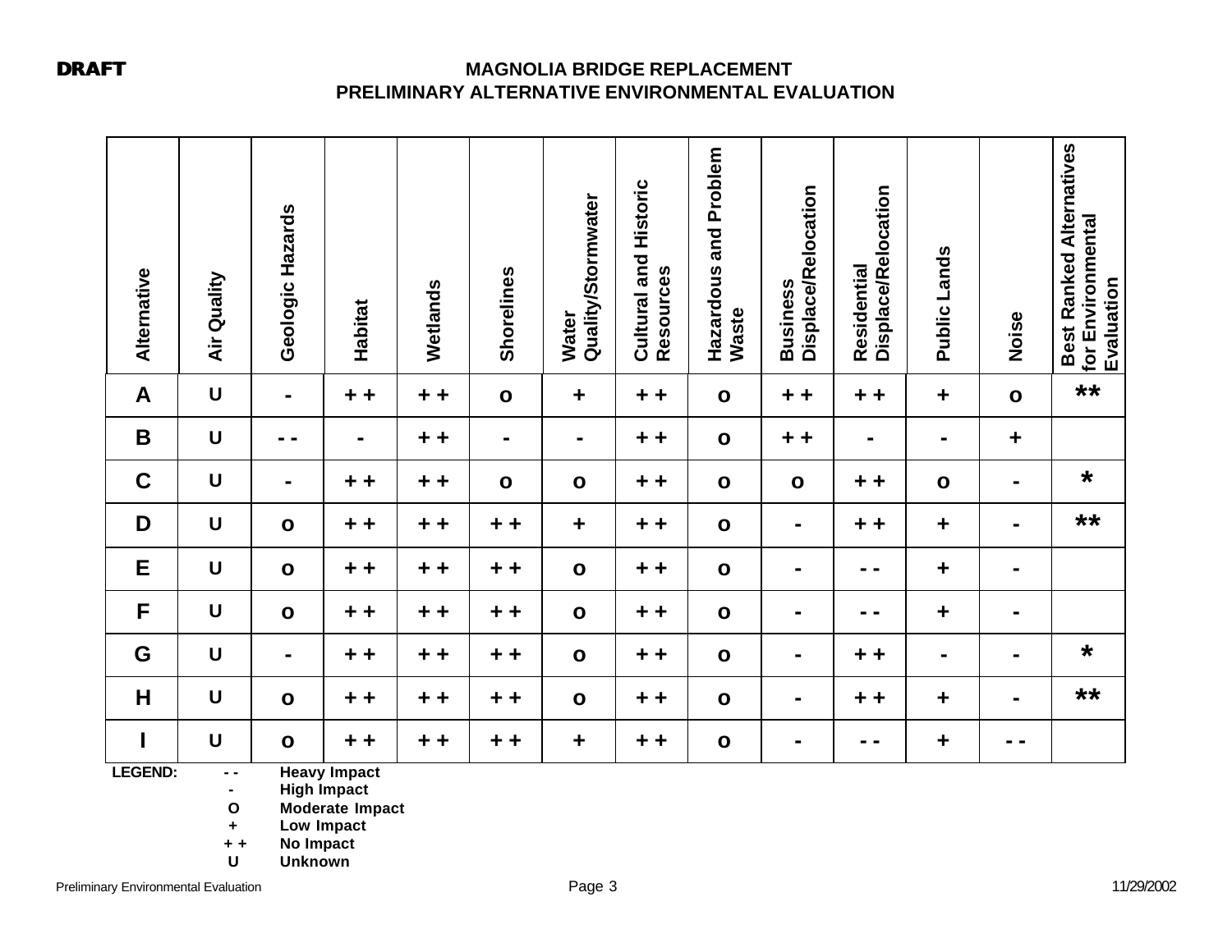DRAFT

# MAGNOLIA BRIDGE REPLACEMENT
## PRELIMINARY ALTERNATIVE ENVIRONMENTAL EVALUATION

| Alternative | Air Quality | Geologic Hazards | Habitat | Wetlands | Shorelines | Water Quality/Stormwater | Cultural and Historic Resources | Hazardous and Problem Waste | Business Displace/Relocation | Residential Displace/Relocation | Public Lands | Noise | Best Ranked Alternatives for Environmental Evaluation |
|---|---|---|---|---|---|---|---|---|---|---|---|---|---|
| A | U | - | + + | + + | o | + | + + | o | + + | + + | + | o | ** |
| B | U | - - | - | + + | - | - | + + | o | + + | - | - | + | |
| C | U | - | + + | + + | o | o | + + | o | o | + + | o | - | * |
| D | U | o | + + | + + | + + | + | + + | o | - | + + | + | - | ** |
| E | U | o | + + | + + | + + | o | + + | o | - | - - | + | - | |
| F | U | o | + + | + + | + + | o | + + | o | - | - - | + | - | |
| G | U | - | + + | + + | + + | o | + + | o | - | + + | - | - | * |
| H | U | o | + + | + + | + + | o | + + | o | - | + + | + | - | ** |
| I | U | o | + + | + + | + + | + | + + | o | - | - - | + | - - | |

LEGEND:

- - - Heavy Impact
- - High Impact
- O Moderate Impact
- + Low Impact
- + + No Impact
- U Unknown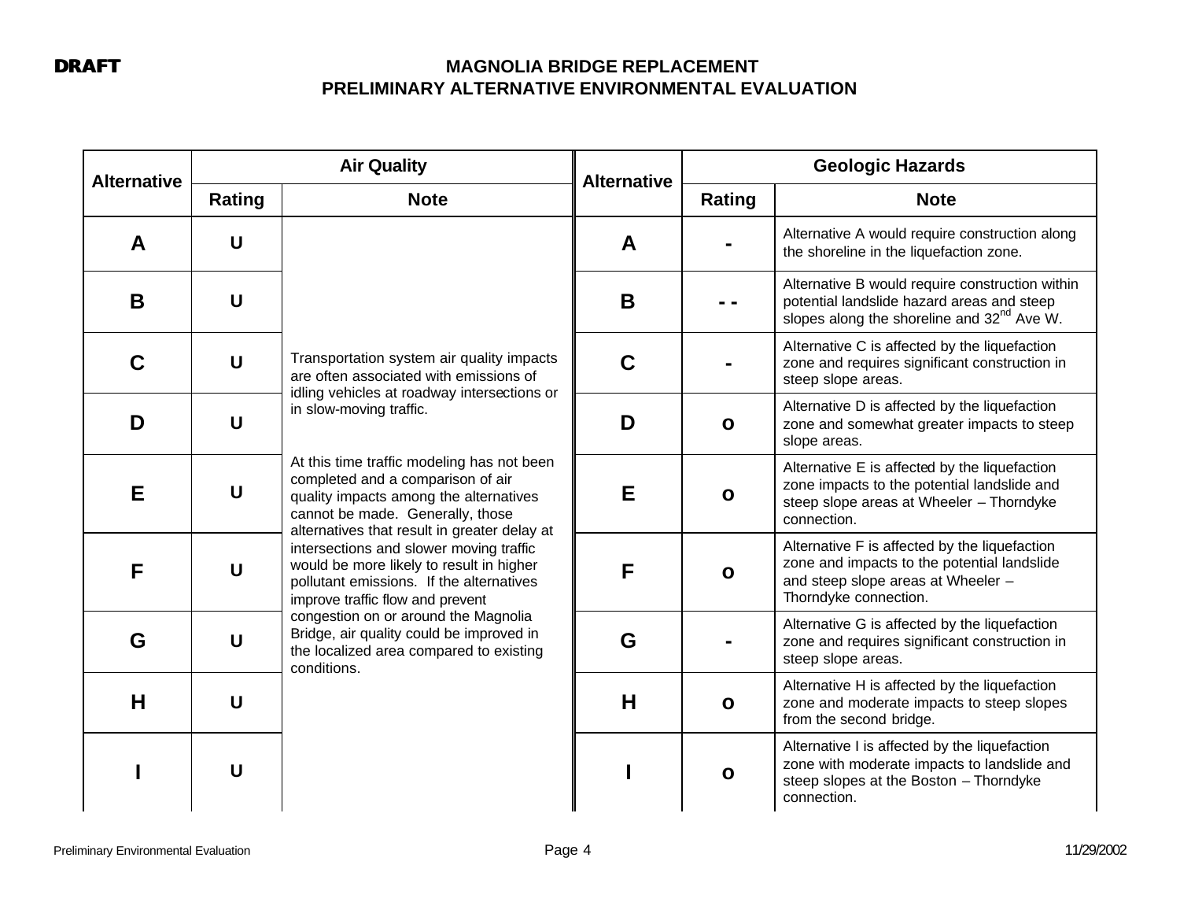**DRAFT**

# MAGNOLIA BRIDGE REPLACEMENT
# PRELIMINARY ALTERNATIVE ENVIRONMENTAL EVALUATION

| Alternative | Air Quality | | Alternative | Geologic Hazards | |
|---|---|---|---|---|---|
| | Rating | Note | | Rating | Note |
| A | U | Transportation system air quality impacts are often associated with emissions of idling vehicles at roadway intersections or in slow-moving traffic. At this time traffic modeling has not been completed and a comparison of air quality impacts among the alternatives cannot be made. Generally, those alternatives that result in greater delay at intersections and slower moving traffic would be more likely to result in higher pollutant emissions. If the alternatives improve traffic flow and prevent congestion on or around the Magnolia Bridge, air quality could be improved in the localized area compared to existing conditions. | A | - | Alternative A would require construction along the shoreline in the liquefaction zone. |
| B | U | | B | - - | Alternative B would require construction within potential landslide hazard areas and steep slopes along the shoreline and 32nd Ave W. |
| C | U | | C | - | Alternative C is affected by the liquefaction zone and requires significant construction in steep slope areas. |
| D | U | | D | o | Alternative D is affected by the liquefaction zone and somewhat greater impacts to steep slope areas. |
| E | U | | E | o | Alternative E is affected by the liquefaction zone impacts to the potential landslide and steep slope areas at Wheeler – Thorndyke connection. |
| F | U | | F | o | Alternative F is affected by the liquefaction zone and impacts to the potential landslide and steep slope areas at Wheeler – Thorndyke connection. |
| G | U | | G | - | Alternative G is affected by the liquefaction zone and requires significant construction in steep slope areas. |
| H | U | | H | o | Alternative H is affected by the liquefaction zone and moderate impacts to steep slopes from the second bridge. |
| I | U | | I | o | Alternative I is affected by the liquefaction zone with moderate impacts to landslide and steep slopes at the Boston – Thorndyke connection. |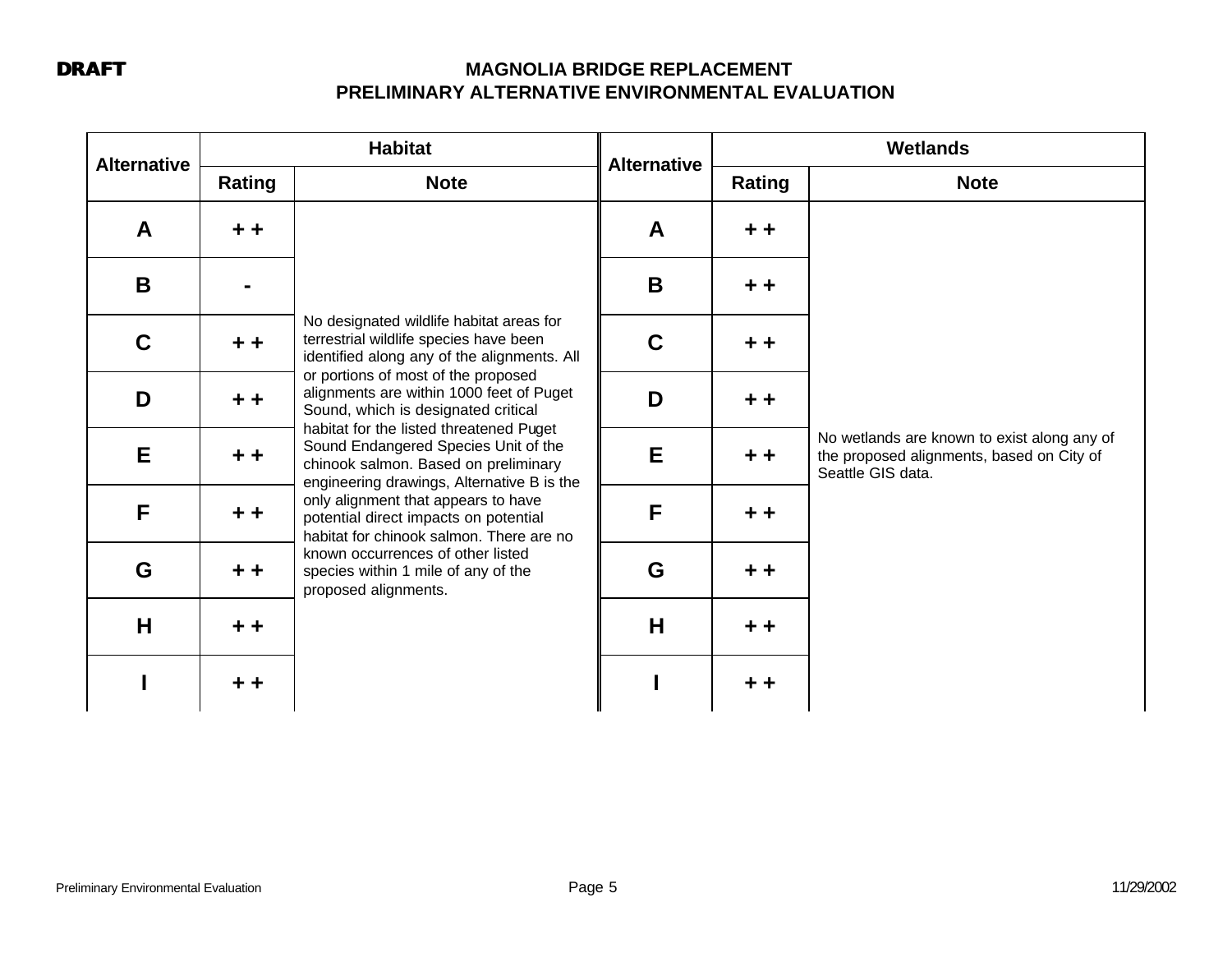DRAFT

# MAGNOLIA BRIDGE REPLACEMENT
# PRELIMINARY ALTERNATIVE ENVIRONMENTAL EVALUATION

| Alternative | Habitat | | Alternative | Wetlands | |
|---|---|---|---|---|---|
| | Rating | Note | | Rating | Note |
| A | + + | No designated wildlife habitat areas for terrestrial wildlife species have been identified along any of the alignments. All or portions of most of the proposed alignments are within 1000 feet of Puget Sound, which is designated critical habitat for the listed threatened Puget Sound Endangered Species Unit of the chinook salmon. Based on preliminary engineering drawings, Alternative B is the only alignment that appears to have potential direct impacts on potential habitat for chinook salmon. There are no known occurrences of other listed species within 1 mile of any of the proposed alignments. | A | + + | No wetlands are known to exist along any of the proposed alignments, based on City of Seattle GIS data. |
| B | - | | B | + + | |
| C | + + | | C | + + | |
| D | + + | | D | + + | |
| E | + + | | E | + + | |
| F | + + | | F | + + | |
| G | + + | | G | + + | |
| H | + + | | H | + + | |
| I | + + | | I | + + | |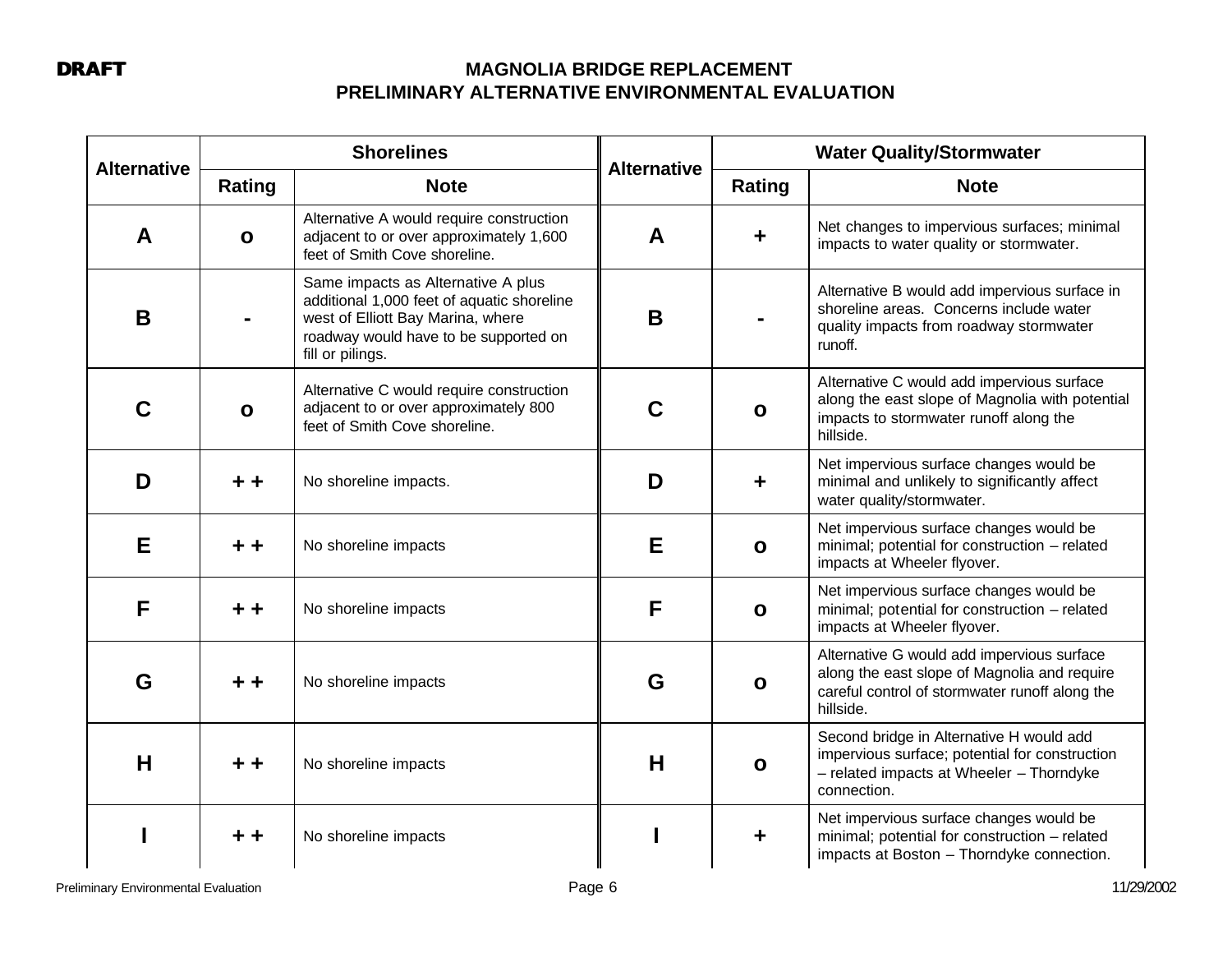DRAFT

# MAGNOLIA BRIDGE REPLACEMENT
## PRELIMINARY ALTERNATIVE ENVIRONMENTAL EVALUATION

| Alternative | Shorelines | | Alternative | Water Quality/Stormwater | |
|---|---|---|---|---|---|
| | Rating | Note | | Rating | Note |
| **A** | **o** | Alternative A would require construction adjacent to or over approximately 1,600 feet of Smith Cove shoreline. | **A** | **+** | Net changes to impervious surfaces; minimal impacts to water quality or stormwater. |
| **B** | **-** | Same impacts as Alternative A plus additional 1,000 feet of aquatic shoreline west of Elliott Bay Marina, where roadway would have to be supported on fill or pilings. | **B** | **-** | Alternative B would add impervious surface in shoreline areas. Concerns include water quality impacts from roadway stormwater runoff. |
| **C** | **o** | Alternative C would require construction adjacent to or over approximately 800 feet of Smith Cove shoreline. | **C** | **o** | Alternative C would add impervious surface along the east slope of Magnolia with potential impacts to stormwater runoff along the hillside. |
| **D** | **+ +** | No shoreline impacts. | **D** | **+** | Net impervious surface changes would be minimal and unlikely to significantly affect water quality/stormwater. |
| **E** | **+ +** | No shoreline impacts | **E** | **o** | Net impervious surface changes would be minimal; potential for construction – related impacts at Wheeler flyover. |
| **F** | **+ +** | No shoreline impacts | **F** | **o** | Net impervious surface changes would be minimal; potential for construction – related impacts at Wheeler flyover. |
| **G** | **+ +** | No shoreline impacts | **G** | **o** | Alternative G would add impervious surface along the east slope of Magnolia and require careful control of stormwater runoff along the hillside. |
| **H** | **+ +** | No shoreline impacts | **H** | **o** | Second bridge in Alternative H would add impervious surface; potential for construction – related impacts at Wheeler – Thorndyke connection. |
| **I** | **+ +** | No shoreline impacts | **I** | **+** | Net impervious surface changes would be minimal; potential for construction – related impacts at Boston – Thorndyke connection. |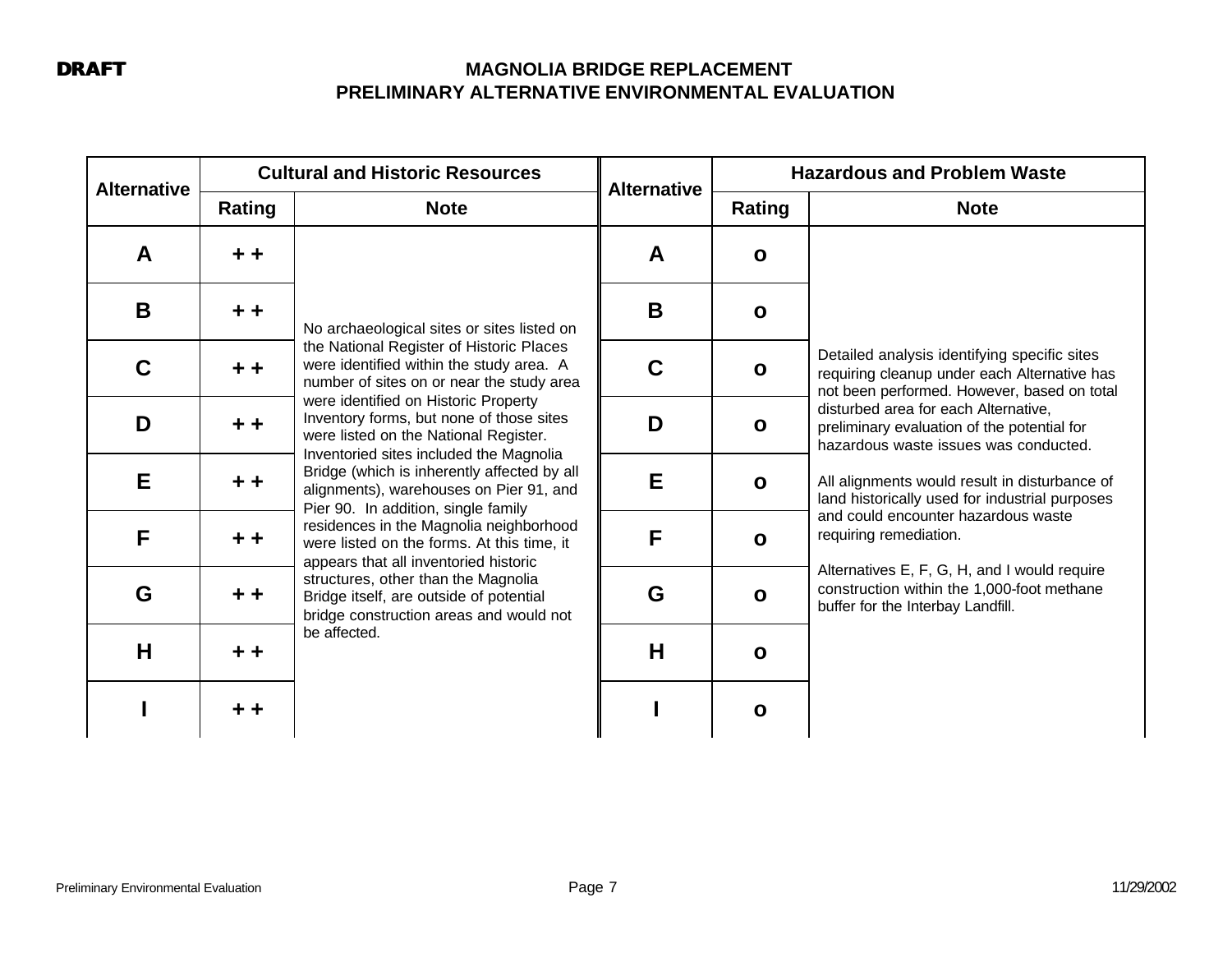DRAFT

# MAGNOLIA BRIDGE REPLACEMENT
# PRELIMINARY ALTERNATIVE ENVIRONMENTAL EVALUATION

| Alternative | Cultural and Historic Resources | | Alternative | Hazardous and Problem Waste | |
|---|---|---|---|---|---|
| | Rating | Note | | Rating | Note |
| A | + + | No archaeological sites or sites listed on the National Register of Historic Places were identified within the study area. A number of sites on or near the study area were identified on Historic Property Inventory forms, but none of those sites were listed on the National Register. Inventoried sites included the Magnolia Bridge (which is inherently affected by all alignments), warehouses on Pier 91, and Pier 90. In addition, single family residences in the Magnolia neighborhood were listed on the forms. At this time, it appears that all inventoried historic structures, other than the Magnolia Bridge itself, are outside of potential bridge construction areas and would not be affected. | A | o | Detailed analysis identifying specific sites requiring cleanup under each Alternative has not been performed. However, based on total disturbed area for each Alternative, preliminary evaluation of the potential for hazardous waste issues was conducted.<br><br>All alignments would result in disturbance of land historically used for industrial purposes and could encounter hazardous waste requiring remediation.<br><br>Alternatives E, F, G, H, and I would require construction within the 1,000-foot methane buffer for the Interbay Landfill. |
| B | + + | | B | o | |
| C | + + | | C | o | |
| D | + + | | D | o | |
| E | + + | | E | o | |
| F | + + | | F | o | |
| G | + + | | G | o | |
| H | + + | | H | o | |
| I | + + | | I | o | |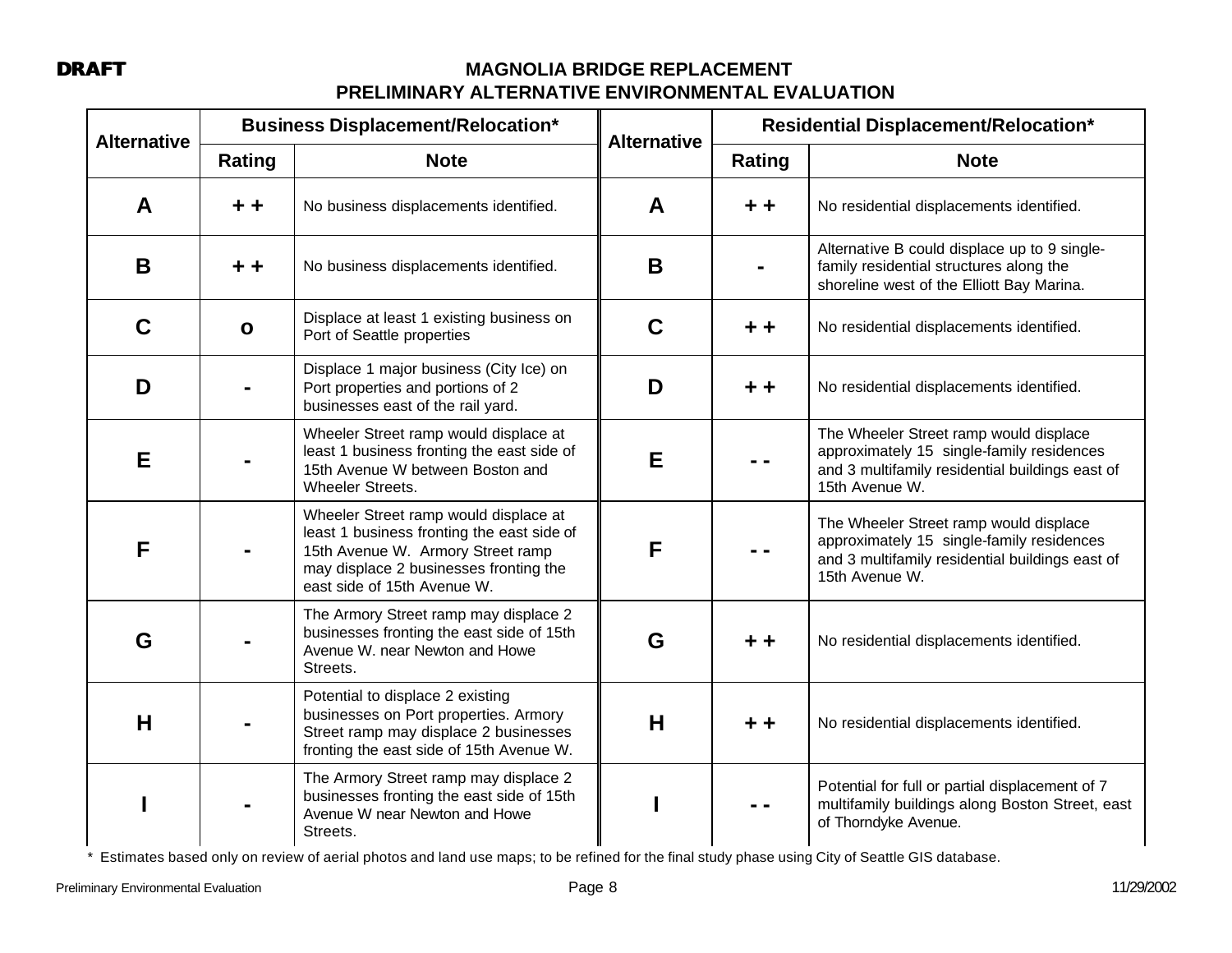**DRAFT**

# MAGNOLIA BRIDGE REPLACEMENT
## PRELIMINARY ALTERNATIVE ENVIRONMENTAL EVALUATION

| Alternative | Business Displacement/Relocation* | | Alternative | Residential Displacement/Relocation* | |
|---|---|---|---|---|---|
| | Rating | Note | | Rating | Note |
| **A** | + + | No business displacements identified. | **A** | + + | No residential displacements identified. |
| **B** | + + | No business displacements identified. | **B** | - | Alternative B could displace up to 9 single-family residential structures along the shoreline west of the Elliott Bay Marina. |
| **C** | o | Displace at least 1 existing business on Port of Seattle properties | **C** | + + | No residential displacements identified. |
| **D** | - | Displace 1 major business (City Ice) on Port properties and portions of 2 businesses east of the rail yard. | **D** | + + | No residential displacements identified. |
| **E** | - | Wheeler Street ramp would displace at least 1 business fronting the east side of 15th Avenue W between Boston and Wheeler Streets. | **E** | - - | The Wheeler Street ramp would displace approximately 15 single-family residences and 3 multifamily residential buildings east of 15th Avenue W. |
| **F** | - | Wheeler Street ramp would displace at least 1 business fronting the east side of 15th Avenue W. Armory Street ramp may displace 2 businesses fronting the east side of 15th Avenue W. | **F** | - - | The Wheeler Street ramp would displace approximately 15 single-family residences and 3 multifamily residential buildings east of 15th Avenue W. |
| **G** | - | The Armory Street ramp may displace 2 businesses fronting the east side of 15th Avenue W. near Newton and Howe Streets. | **G** | + + | No residential displacements identified. |
| **H** | - | Potential to displace 2 existing businesses on Port properties. Armory Street ramp may displace 2 businesses fronting the east side of 15th Avenue W. | **H** | + + | No residential displacements identified. |
| **I** | - | The Armory Street ramp may displace 2 businesses fronting the east side of 15th Avenue W near Newton and Howe Streets. | **I** | - - | Potential for full or partial displacement of 7 multifamily buildings along Boston Street, east of Thorndyke Avenue. |

* Estimates based only on review of aerial photos and land use maps; to be refined for the final study phase using City of Seattle GIS database.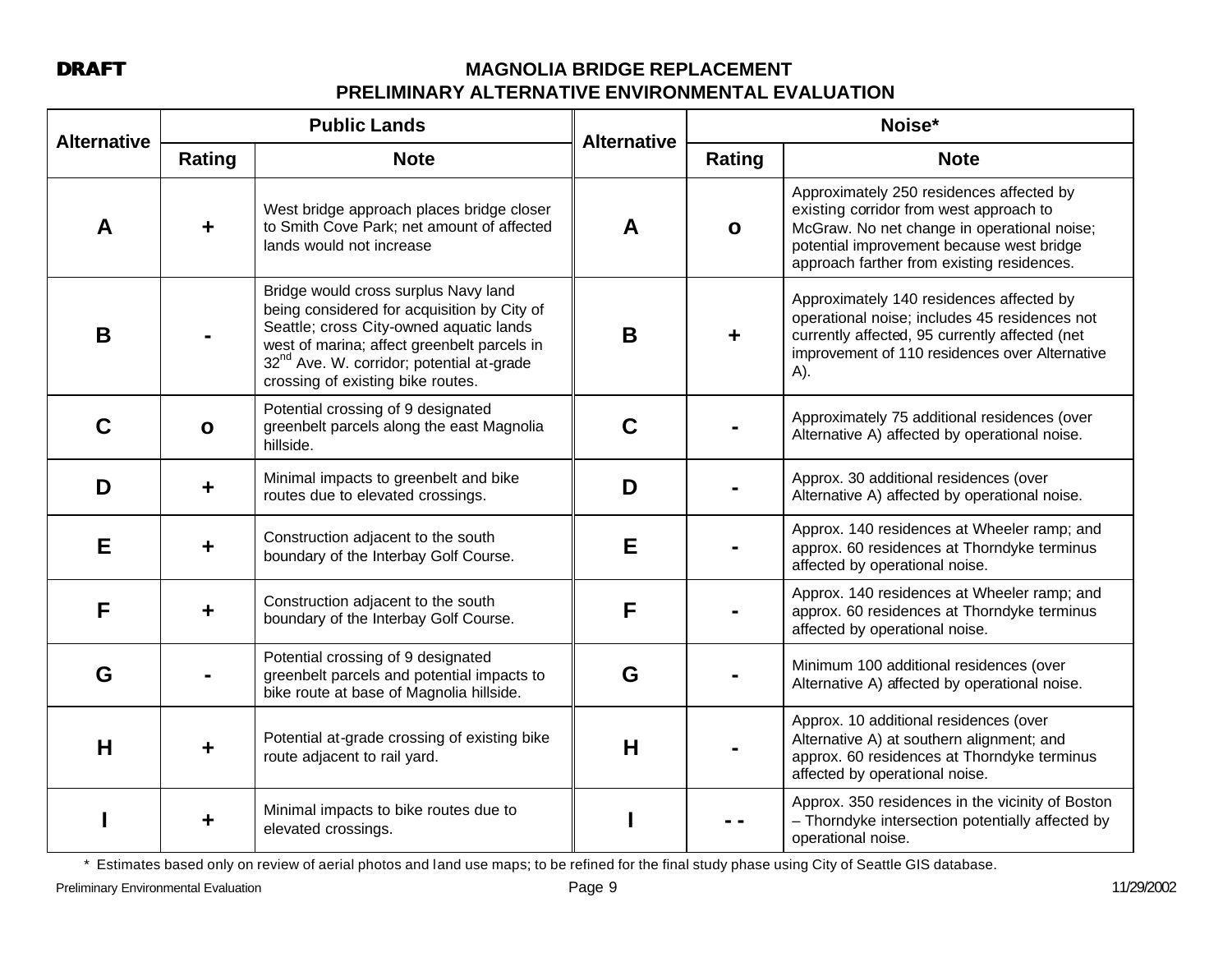DRAFT

# MAGNOLIA BRIDGE REPLACEMENT
## PRELIMINARY ALTERNATIVE ENVIRONMENTAL EVALUATION

| Alternative | Public Lands | | Alternative | Noise* | |
|---|---|---|---|---|---|
| | Rating | Note | | Rating | Note |
| **A** | **+** | West bridge approach places bridge closer to Smith Cove Park; net amount of affected lands would not increase | **A** | **o** | Approximately 250 residences affected by existing corridor from west approach to McGraw. No net change in operational noise; potential improvement because west bridge approach farther from existing residences. |
| **B** | **-** | Bridge would cross surplus Navy land being considered for acquisition by City of Seattle; cross City-owned aquatic lands west of marina; affect greenbelt parcels in 32nd Ave. W. corridor; potential at-grade crossing of existing bike routes. | **B** | **+** | Approximately 140 residences affected by operational noise; includes 45 residences not currently affected, 95 currently affected (net improvement of 110 residences over Alternative A). |
| **C** | **o** | Potential crossing of 9 designated greenbelt parcels along the east Magnolia hillside. | **C** | **-** | Approximately 75 additional residences (over Alternative A) affected by operational noise. |
| **D** | **+** | Minimal impacts to greenbelt and bike routes due to elevated crossings. | **D** | **-** | Approx. 30 additional residences (over Alternative A) affected by operational noise. |
| **E** | **+** | Construction adjacent to the south boundary of the Interbay Golf Course. | **E** | **-** | Approx. 140 residences at Wheeler ramp; and approx. 60 residences at Thorndyke terminus affected by operational noise. |
| **F** | **+** | Construction adjacent to the south boundary of the Interbay Golf Course. | **F** | **-** | Approx. 140 residences at Wheeler ramp; and approx. 60 residences at Thorndyke terminus affected by operational noise. |
| **G** | **-** | Potential crossing of 9 designated greenbelt parcels and potential impacts to bike route at base of Magnolia hillside. | **G** | **-** | Minimum 100 additional residences (over Alternative A) affected by operational noise. |
| **H** | **+** | Potential at-grade crossing of existing bike route adjacent to rail yard. | **H** | **-** | Approx. 10 additional residences (over Alternative A) at southern alignment; and approx. 60 residences at Thorndyke terminus affected by operational noise. |
| **I** | **+** | Minimal impacts to bike routes due to elevated crossings. | **I** | **- -** | Approx. 350 residences in the vicinity of Boston – Thorndyke intersection potentially affected by operational noise. |

\* Estimates based only on review of aerial photos and land use maps; to be refined for the final study phase using City of Seattle GIS database.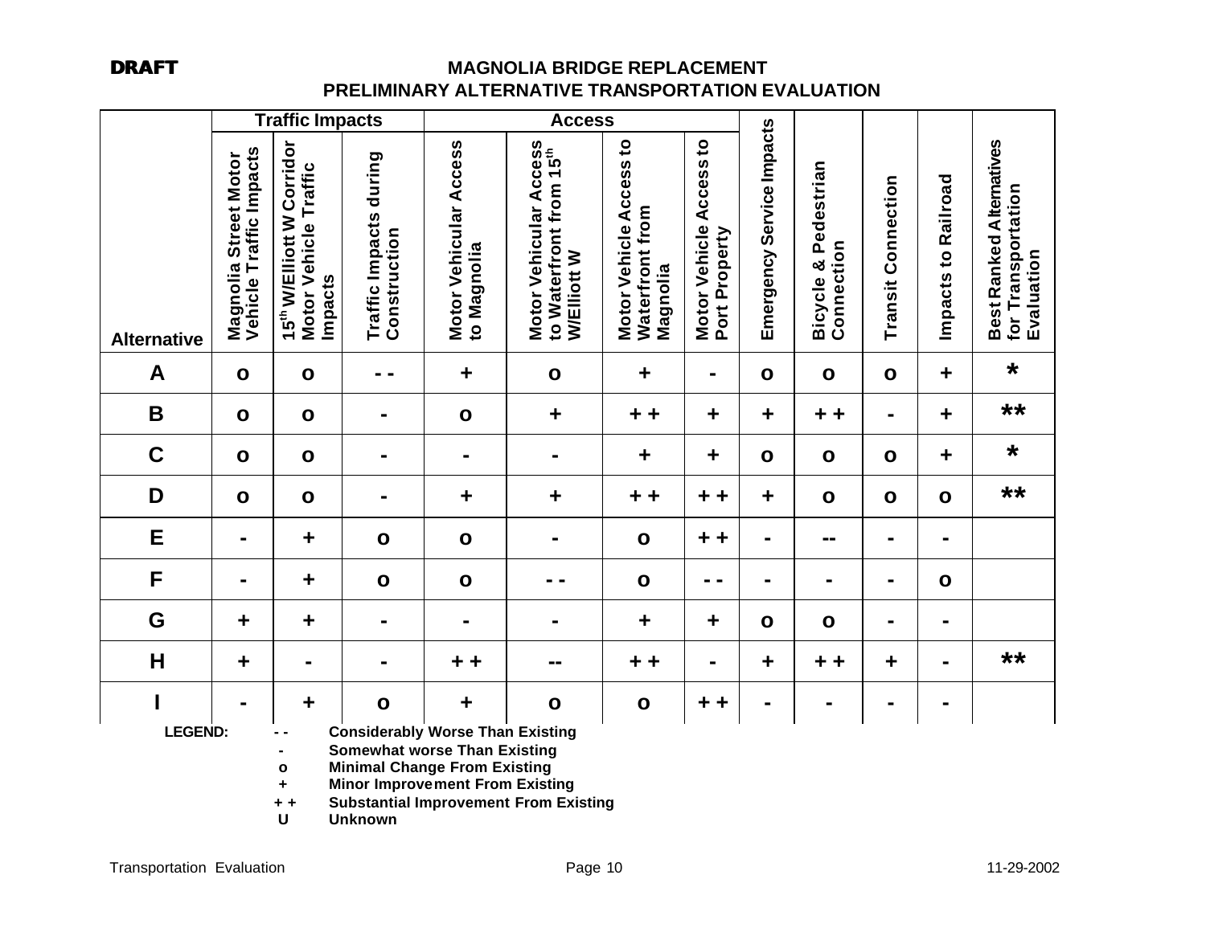DRAFT

# MAGNOLIA BRIDGE REPLACEMENT
## PRELIMINARY ALTERNATIVE TRANSPORTATION EVALUATION

| | Traffic Impacts | | | Access | | | | | | | | |
|---|---|---|---|---|---|---|---|---|---|---|---|---|
| Alternative | Magnolia Street Motor Vehicle Traffic Impacts | 15th W/Elliott W Corridor Motor Vehicle Traffic Impacts | Traffic Impacts during Construction | Motor Vehicular Access to Magnolia | Motor Vehicular Access to Waterfront from 15th W/Elliott W | Motor Vehicle Access to Waterfront from Magnolia | Motor Vehicle Access to Port Property | Emergency Service Impacts | Bicycle & Pedestrian Connection | Transit Connection | Impacts to Railroad | Best Ranked Alternatives for Transportation Evaluation |
| A | o | o | - - | + | o | + | - | o | o | o | + | * |
| B | o | o | - | o | + | + + | + | + | + + | - | + | ** |
| C | o | o | - | - | - | + | + | o | o | o | + | * |
| D | o | o | - | + | + | + + | + + | + | o | o | o | ** |
| E | - | + | o | o | - | o | + + | - | -- | - | - | |
| F | - | + | o | o | - - | o | - - | - | - | - | o | |
| G | + | + | - | - | - | + | + | o | o | - | - | |
| H | + | - | - | + + | -- | + + | - | + | + + | + | - | ** |
| I | - | + | o | + | o | o | + + | - | - | - | - | |

**LEGEND:**

- **- -** Considerably Worse Than Existing
- **-** Somewhat worse Than Existing
- **o** Minimal Change From Existing
- **+** Minor Improvement From Existing
- **+ +** Substantial Improvement From Existing
- **U** Unknown

Transportation Evaluation 11-29-2002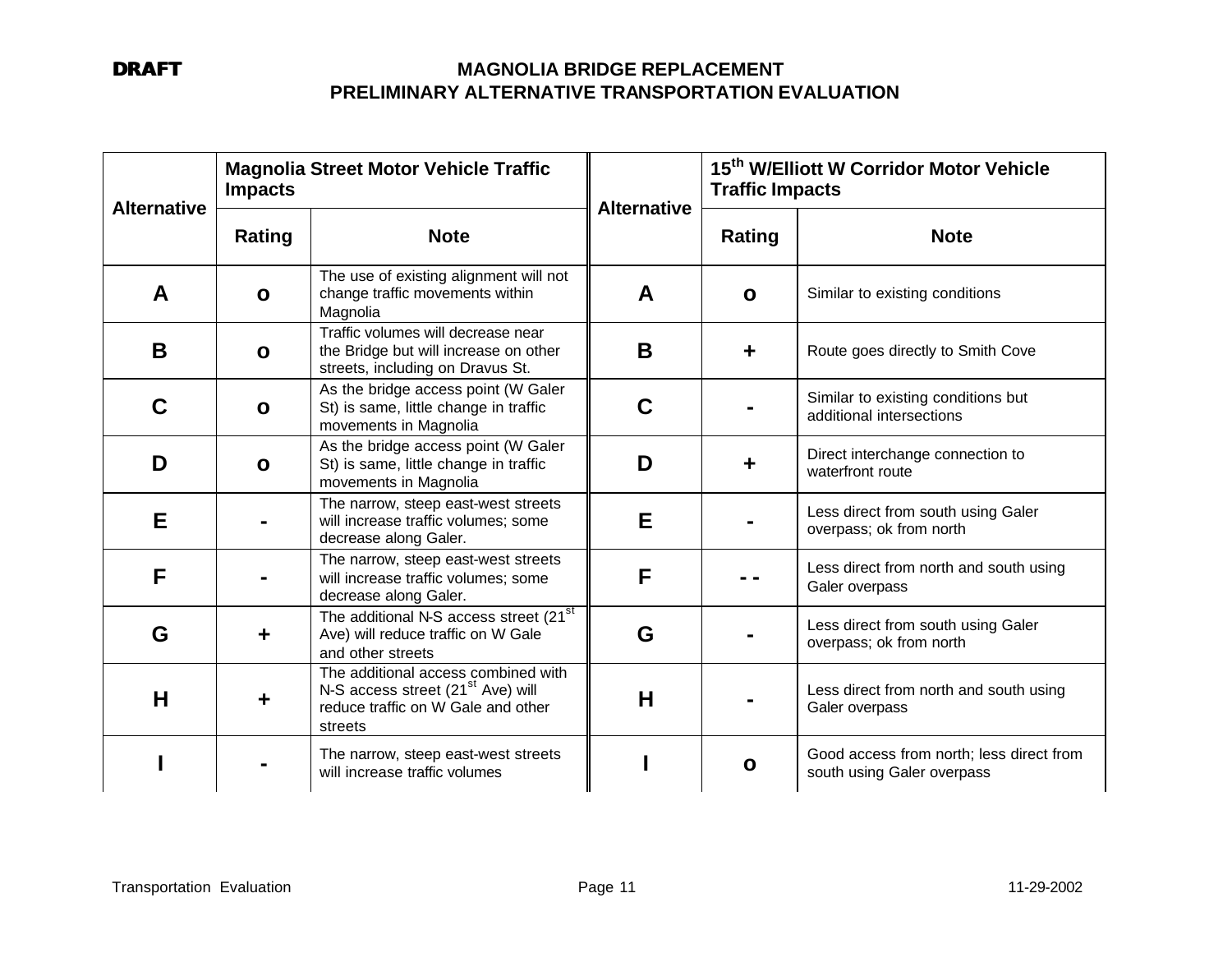**DRAFT**

# MAGNOLIA BRIDGE REPLACEMENT
## PRELIMINARY ALTERNATIVE TRANSPORTATION EVALUATION

| Alternative | Magnolia Street Motor Vehicle Traffic Impacts | | Alternative | 15th W/Elliott W Corridor Motor Vehicle Traffic Impacts | |
|---|---|---|---|---|---|
| | Rating | Note | | Rating | Note |
| A | o | The use of existing alignment will not change traffic movements within Magnolia | A | o | Similar to existing conditions |
| B | o | Traffic volumes will decrease near the Bridge but will increase on other streets, including on Dravus St. | B | + | Route goes directly to Smith Cove |
| C | o | As the bridge access point (W Galer St) is same, little change in traffic movements in Magnolia | C | - | Similar to existing conditions but additional intersections |
| D | o | As the bridge access point (W Galer St) is same, little change in traffic movements in Magnolia | D | + | Direct interchange connection to waterfront route |
| E | - | The narrow, steep east-west streets will increase traffic volumes; some decrease along Galer. | E | - | Less direct from south using Galer overpass; ok from north |
| F | - | The narrow, steep east-west streets will increase traffic volumes; some decrease along Galer. | F | - - | Less direct from north and south using Galer overpass |
| G | + | The additional N-S access street (21st Ave) will reduce traffic on W Gale and other streets | G | - | Less direct from south using Galer overpass; ok from north |
| H | + | The additional access combined with N-S access street (21st Ave) will reduce traffic on W Gale and other streets | H | - | Less direct from north and south using Galer overpass |
| I | - | The narrow, steep east-west streets will increase traffic volumes | I | o | Good access from north; less direct from south using Galer overpass |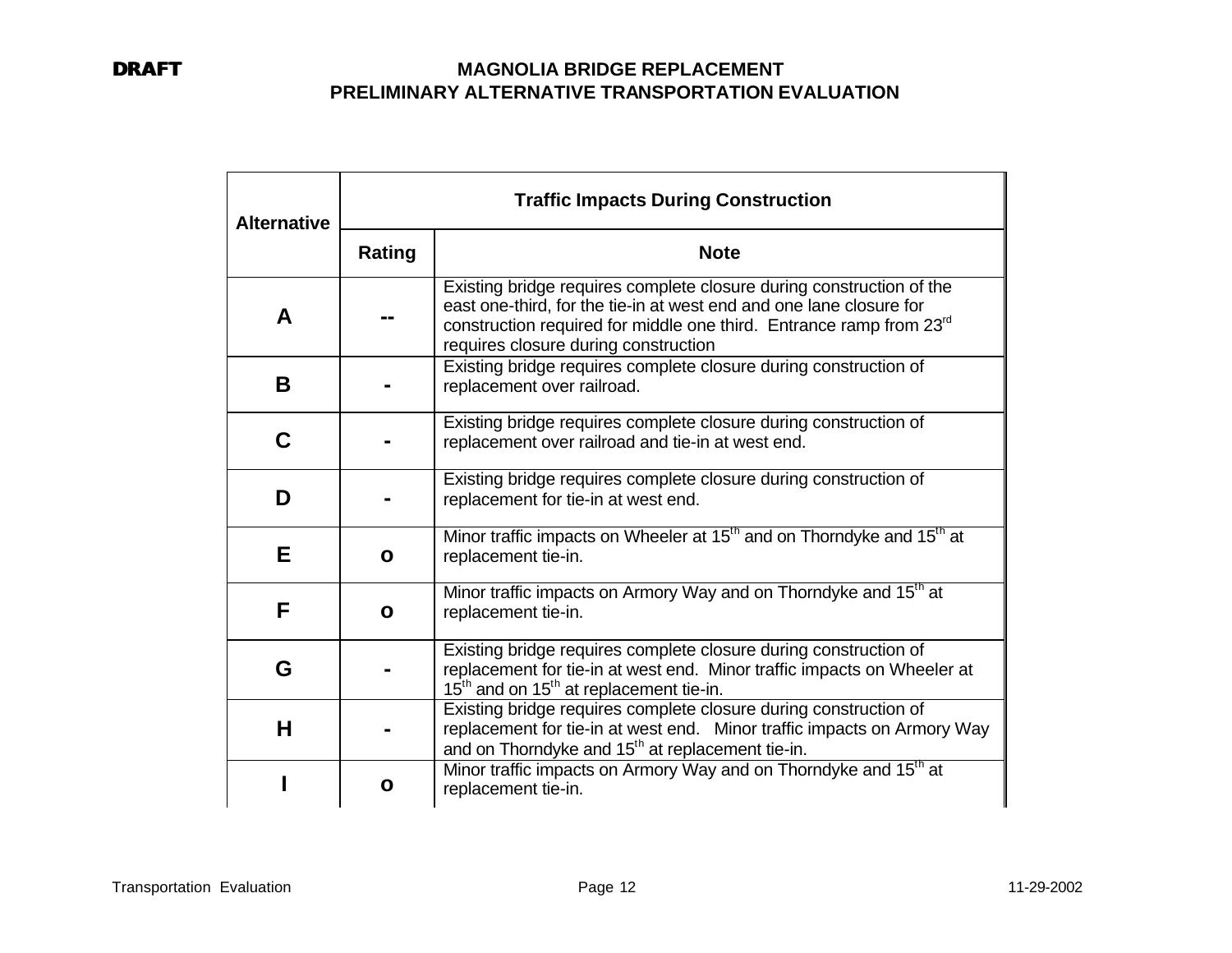| Alternative | Traffic Impacts During Construction | |
|---|---|---|
| | Rating | Note |
| A | -- | Existing bridge requires complete closure during construction of the east one-third, for the tie-in at west end and one lane closure for construction required for middle one third. Entrance ramp from 23rd requires closure during construction |
| B | - | Existing bridge requires complete closure during construction of replacement over railroad. |
| C | - | Existing bridge requires complete closure during construction of replacement over railroad and tie-in at west end. |
| D | - | Existing bridge requires complete closure during construction of replacement for tie-in at west end. |
| E | o | Minor traffic impacts on Wheeler at 15th and on Thorndyke and 15th at replacement tie-in. |
| F | o | Minor traffic impacts on Armory Way and on Thorndyke and 15th at replacement tie-in. |
| G | - | Existing bridge requires complete closure during construction of replacement for tie-in at west end. Minor traffic impacts on Wheeler at 15th and on 15th at replacement tie-in. |
| H | - | Existing bridge requires complete closure during construction of replacement for tie-in at west end. Minor traffic impacts on Armory Way and on Thorndyke and 15th at replacement tie-in. |
| I | o | Minor traffic impacts on Armory Way and on Thorndyke and 15th at replacement tie-in. |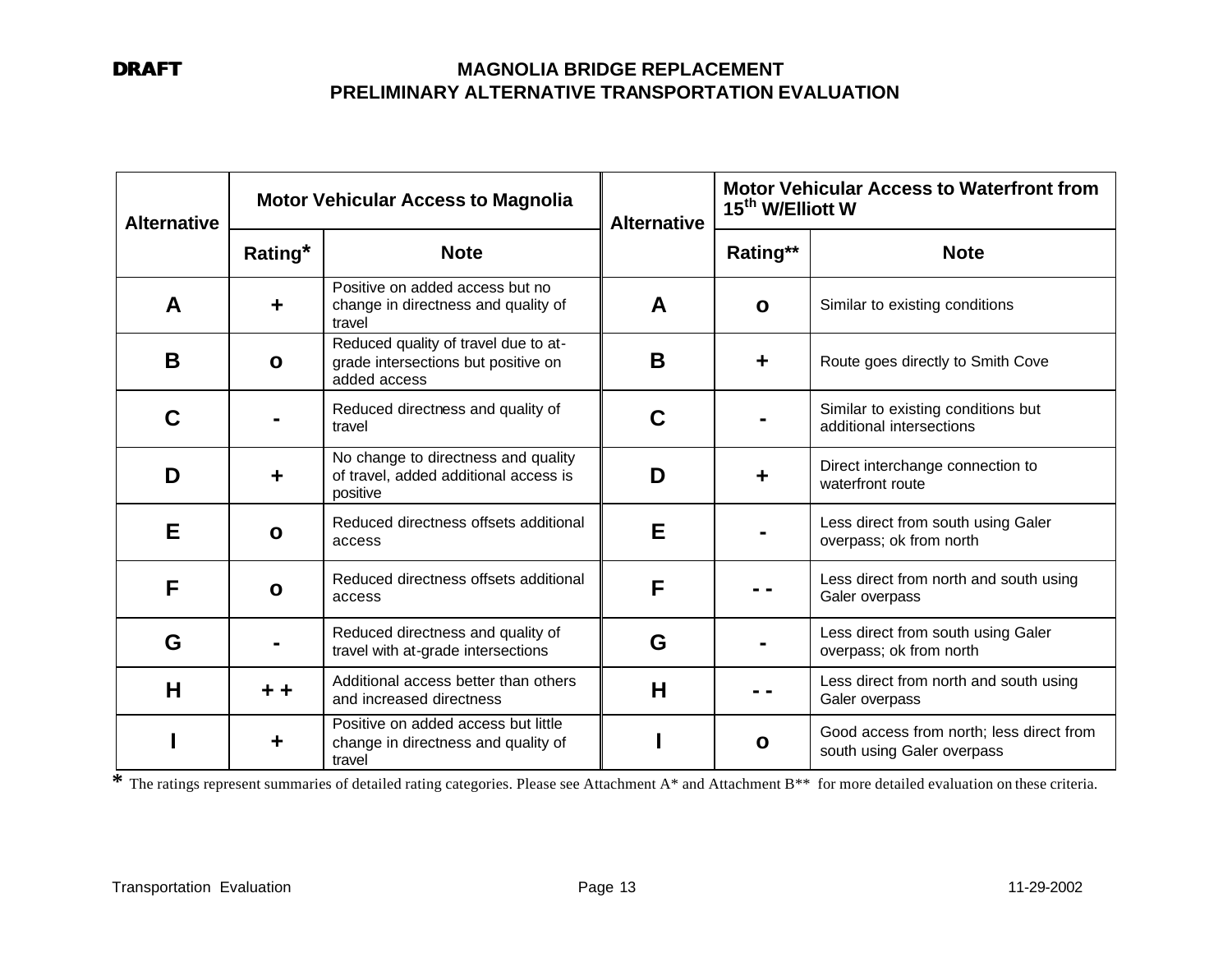**DRAFT**

# MAGNOLIA BRIDGE REPLACEMENT
# PRELIMINARY ALTERNATIVE TRANSPORTATION EVALUATION

| Alternative | Motor Vehicular Access to Magnolia | | Alternative | Motor Vehicular Access to Waterfront from 15th W/Elliott W | |
|---|---|---|---|---|---|
| | Rating* | Note | | Rating** | Note |
| A | + | Positive on added access but no change in directness and quality of travel | A | o | Similar to existing conditions |
| B | o | Reduced quality of travel due to at-grade intersections but positive on added access | B | + | Route goes directly to Smith Cove |
| C | - | Reduced directness and quality of travel | C | - | Similar to existing conditions but additional intersections |
| D | + | No change to directness and quality of travel, added additional access is positive | D | + | Direct interchange connection to waterfront route |
| E | o | Reduced directness offsets additional access | E | - | Less direct from south using Galer overpass; ok from north |
| F | o | Reduced directness offsets additional access | F | - - | Less direct from north and south using Galer overpass |
| G | - | Reduced directness and quality of travel with at-grade intersections | G | - | Less direct from south using Galer overpass; ok from north |
| H | + + | Additional access better than others and increased directness | H | - - | Less direct from north and south using Galer overpass |
| I | + | Positive on added access but little change in directness and quality of travel | I | o | Good access from north; less direct from south using Galer overpass |

* The ratings represent summaries of detailed rating categories. Please see Attachment A* and Attachment B** for more detailed evaluation on these criteria.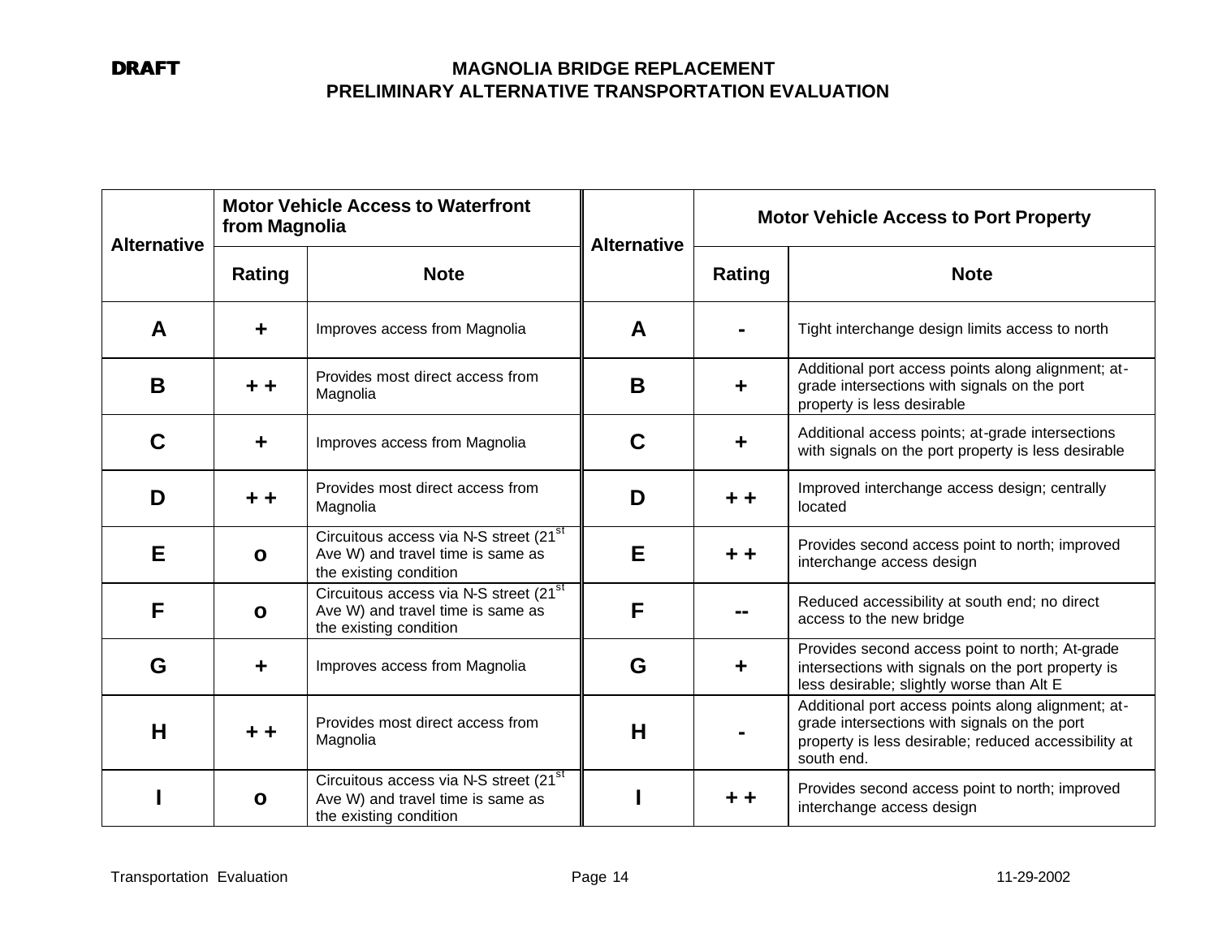**DRAFT**

# MAGNOLIA BRIDGE REPLACEMENT
## PRELIMINARY ALTERNATIVE TRANSPORTATION EVALUATION

| Alternative | Motor Vehicle Access to Waterfront from Magnolia | | Alternative | Motor Vehicle Access to Port Property | |
|---|---|---|---|---|---|
| | Rating | Note | | Rating | Note |
| A | + | Improves access from Magnolia | A | - | Tight interchange design limits access to north |
| B | + + | Provides most direct access from Magnolia | B | + | Additional port access points along alignment; at-grade intersections with signals on the port property is less desirable |
| C | + | Improves access from Magnolia | C | + | Additional access points; at-grade intersections with signals on the port property is less desirable |
| D | + + | Provides most direct access from Magnolia | D | + + | Improved interchange access design; centrally located |
| E | o | Circuitous access via N-S street (21st Ave W) and travel time is same as the existing condition | E | + + | Provides second access point to north; improved interchange access design |
| F | o | Circuitous access via N-S street (21st Ave W) and travel time is same as the existing condition | F | -- | Reduced accessibility at south end; no direct access to the new bridge |
| G | + | Improves access from Magnolia | G | + | Provides second access point to north; At-grade intersections with signals on the port property is less desirable; slightly worse than Alt E |
| H | + + | Provides most direct access from Magnolia | H | - | Additional port access points along alignment; at-grade intersections with signals on the port property is less desirable; reduced accessibility at south end. |
| I | o | Circuitous access via N-S street (21st Ave W) and travel time is same as the existing condition | I | + + | Provides second access point to north; improved interchange access design |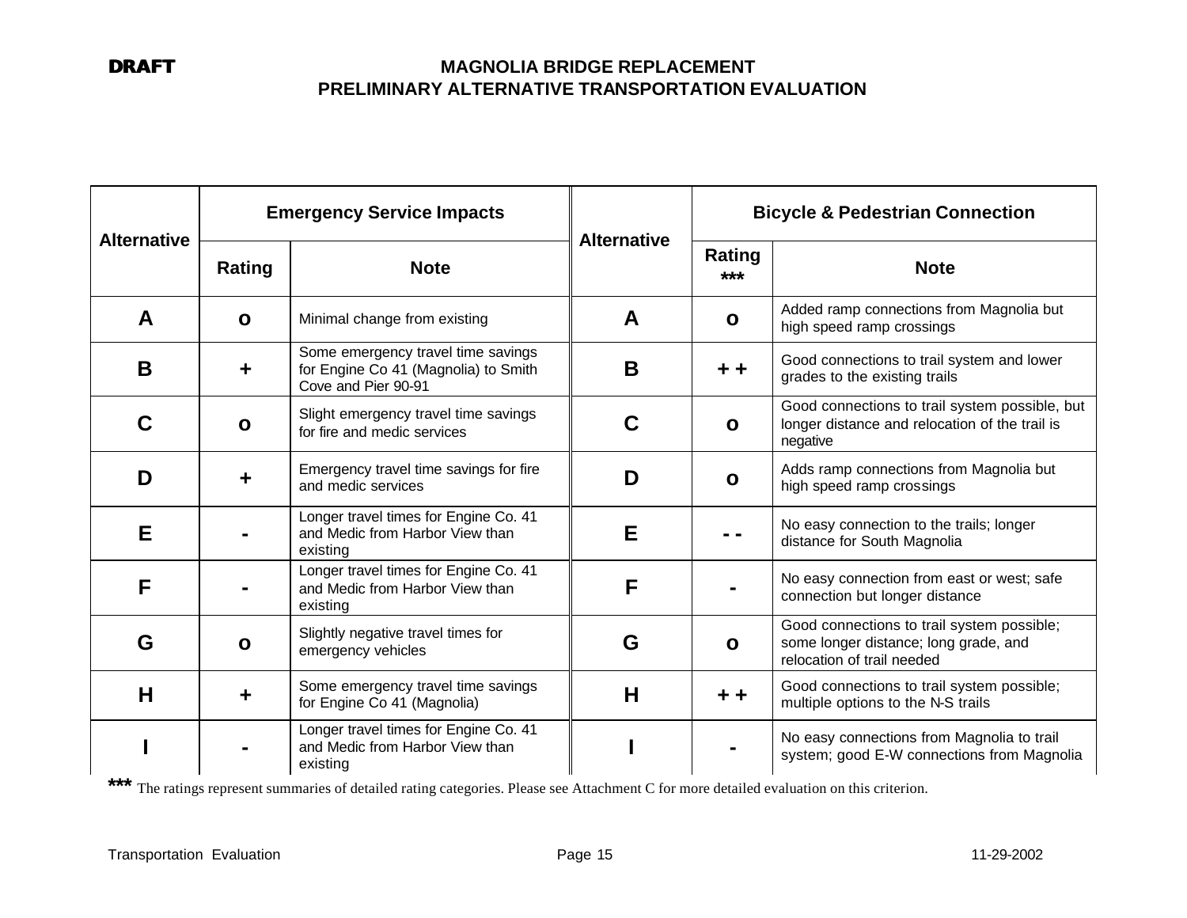**DRAFT**

# MAGNOLIA BRIDGE REPLACEMENT
## PRELIMINARY ALTERNATIVE TRANSPORTATION EVALUATION

| Alternative | Emergency Service Impacts | | Alternative | Bicycle & Pedestrian Connection | |
|---|---|---|---|---|---|
| | Rating | Note | | Rating *** | Note |
| A | o | Minimal change from existing | A | o | Added ramp connections from Magnolia but high speed ramp crossings |
| B | + | Some emergency travel time savings for Engine Co 41 (Magnolia) to Smith Cove and Pier 90-91 | B | + + | Good connections to trail system and lower grades to the existing trails |
| C | o | Slight emergency travel time savings for fire and medic services | C | o | Good connections to trail system possible, but longer distance and relocation of the trail is negative |
| D | + | Emergency travel time savings for fire and medic services | D | o | Adds ramp connections from Magnolia but high speed ramp crossings |
| E | - | Longer travel times for Engine Co. 41 and Medic from Harbor View than existing | E | - - | No easy connection to the trails; longer distance for South Magnolia |
| F | - | Longer travel times for Engine Co. 41 and Medic from Harbor View than existing | F | - | No easy connection from east or west; safe connection but longer distance |
| G | o | Slightly negative travel times for emergency vehicles | G | o | Good connections to trail system possible; some longer distance; long grade, and relocation of trail needed |
| H | + | Some emergency travel time savings for Engine Co 41 (Magnolia) | H | + + | Good connections to trail system possible; multiple options to the N-S trails |
| I | - | Longer travel times for Engine Co. 41 and Medic from Harbor View than existing | I | - | No easy connections from Magnolia to trail system; good E-W connections from Magnolia |

*** The ratings represent summaries of detailed rating categories. Please see Attachment C for more detailed evaluation on this criterion.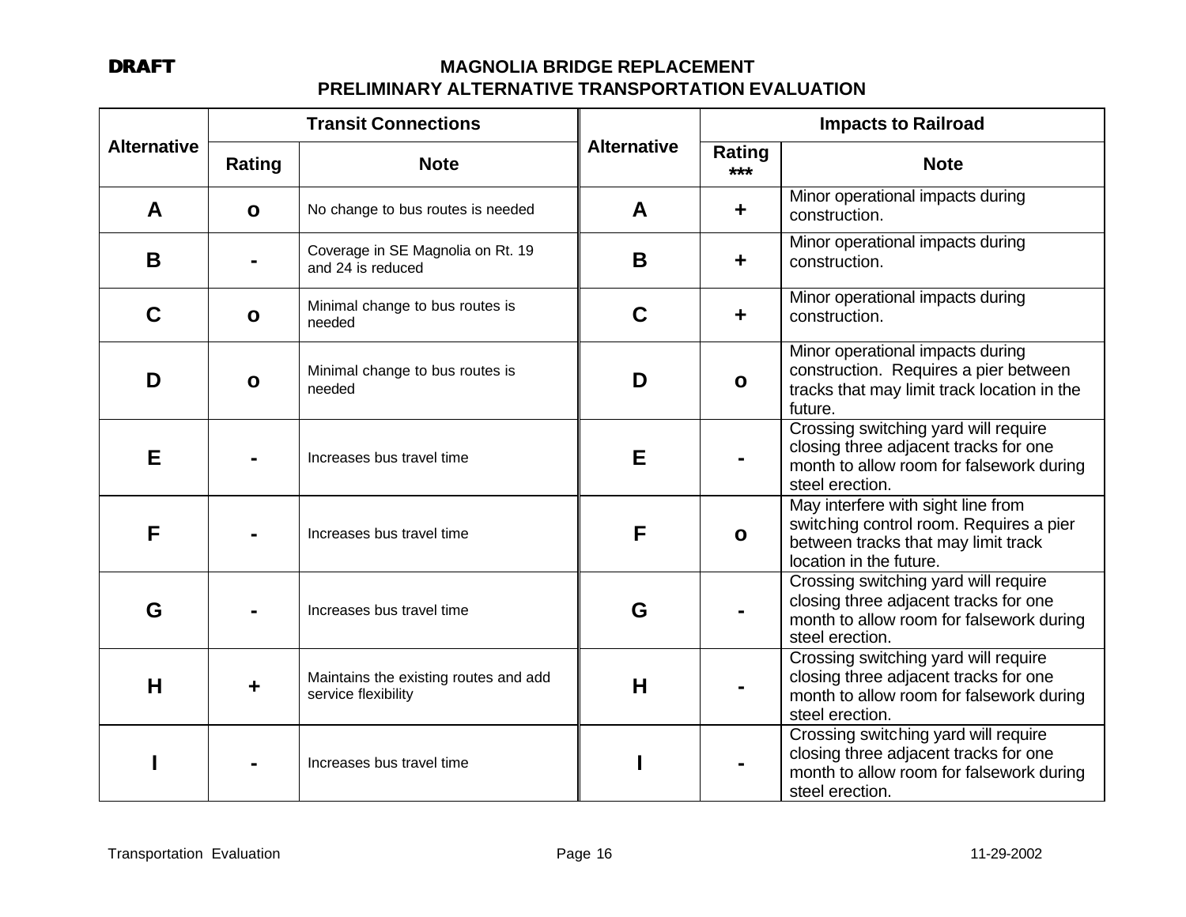**DRAFT**

# MAGNOLIA BRIDGE REPLACEMENT
## PRELIMINARY ALTERNATIVE TRANSPORTATION EVALUATION

| Alternative | Transit Connections | | Alternative | Impacts to Railroad | |
|---|---|---|---|---|---|
| | Rating | Note | | Rating *** | Note |
| **A** | **o** | No change to bus routes is needed | **A** | **+** | Minor operational impacts during construction. |
| **B** | **-** | Coverage in SE Magnolia on Rt. 19 and 24 is reduced | **B** | **+** | Minor operational impacts during construction. |
| **C** | **o** | Minimal change to bus routes is needed | **C** | **+** | Minor operational impacts during construction. |
| **D** | **o** | Minimal change to bus routes is needed | **D** | **o** | Minor operational impacts during construction. Requires a pier between tracks that may limit track location in the future. |
| **E** | **-** | Increases bus travel time | **E** | **-** | Crossing switching yard will require closing three adjacent tracks for one month to allow room for falsework during steel erection. |
| **F** | **-** | Increases bus travel time | **F** | **o** | May interfere with sight line from switching control room. Requires a pier between tracks that may limit track location in the future. |
| **G** | **-** | Increases bus travel time | **G** | **-** | Crossing switching yard will require closing three adjacent tracks for one month to allow room for falsework during steel erection. |
| **H** | **+** | Maintains the existing routes and add service flexibility | **H** | **-** | Crossing switching yard will require closing three adjacent tracks for one month to allow room for falsework during steel erection. |
| **I** | **-** | Increases bus travel time | **I** | **-** | Crossing switching yard will require closing three adjacent tracks for one month to allow room for falsework during steel erection. |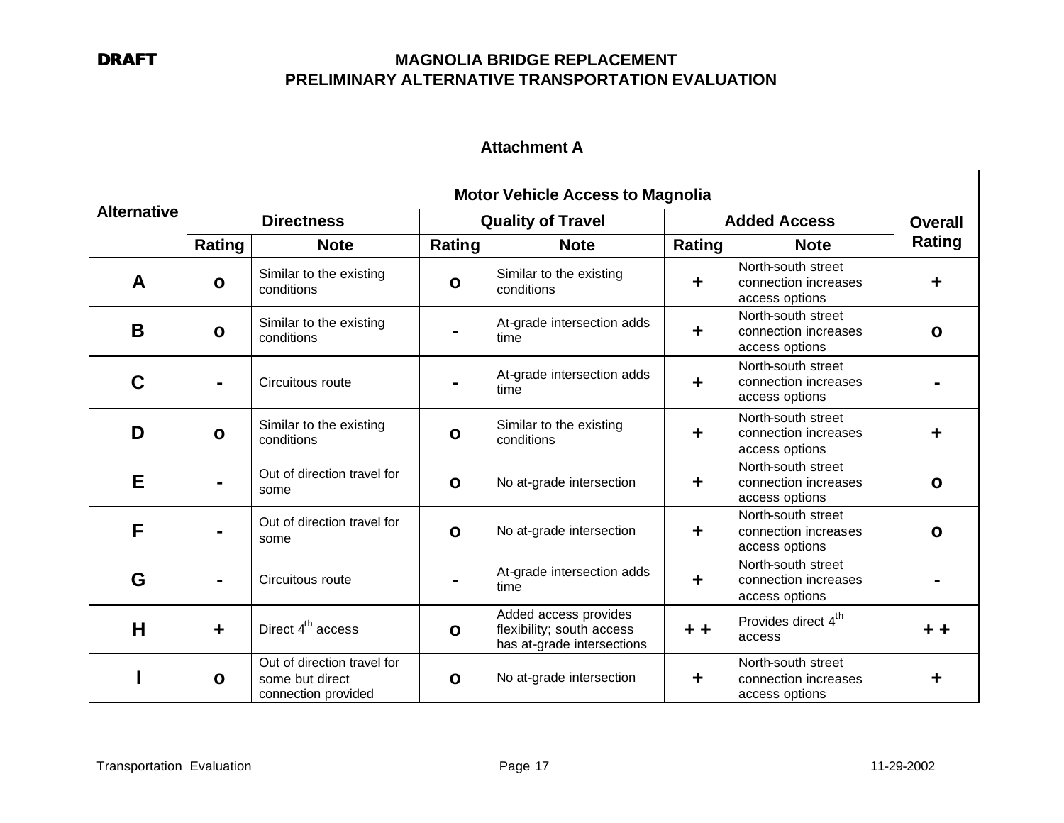### Attachment A

| Alternative | Motor Vehicle Access to Magnolia | | | | | | |
|---|---|---|---|---|---|---|---|
| | Directness | | Quality of Travel | | Added Access | | Overall Rating |
| | Rating | Note | Rating | Note | Rating | Note | |
| **A** | **o** | Similar to the existing conditions | **o** | Similar to the existing conditions | **+** | North-south street connection increases access options | **+** |
| **B** | **o** | Similar to the existing conditions | **-** | At-grade intersection adds time | **+** | North-south street connection increases access options | **o** |
| **C** | **-** | Circuitous route | **-** | At-grade intersection adds time | **+** | North-south street connection increases access options | **-** |
| **D** | **o** | Similar to the existing conditions | **o** | Similar to the existing conditions | **+** | North-south street connection increases access options | **+** |
| **E** | **-** | Out of direction travel for some | **o** | No at-grade intersection | **+** | North-south street connection increases access options | **o** |
| **F** | **-** | Out of direction travel for some | **o** | No at-grade intersection | **+** | North-south street connection increases access options | **o** |
| **G** | **-** | Circuitous route | **-** | At-grade intersection adds time | **+** | North-south street connection increases access options | **-** |
| **H** | **+** | Direct 4th access | **o** | Added access provides flexibility; south access has at-grade intersections | **+ +** | Provides direct 4th access | **+ +** |
| **I** | **o** | Out of direction travel for some but direct connection provided | **o** | No at-grade intersection | **+** | North-south street connection increases access options | **+** |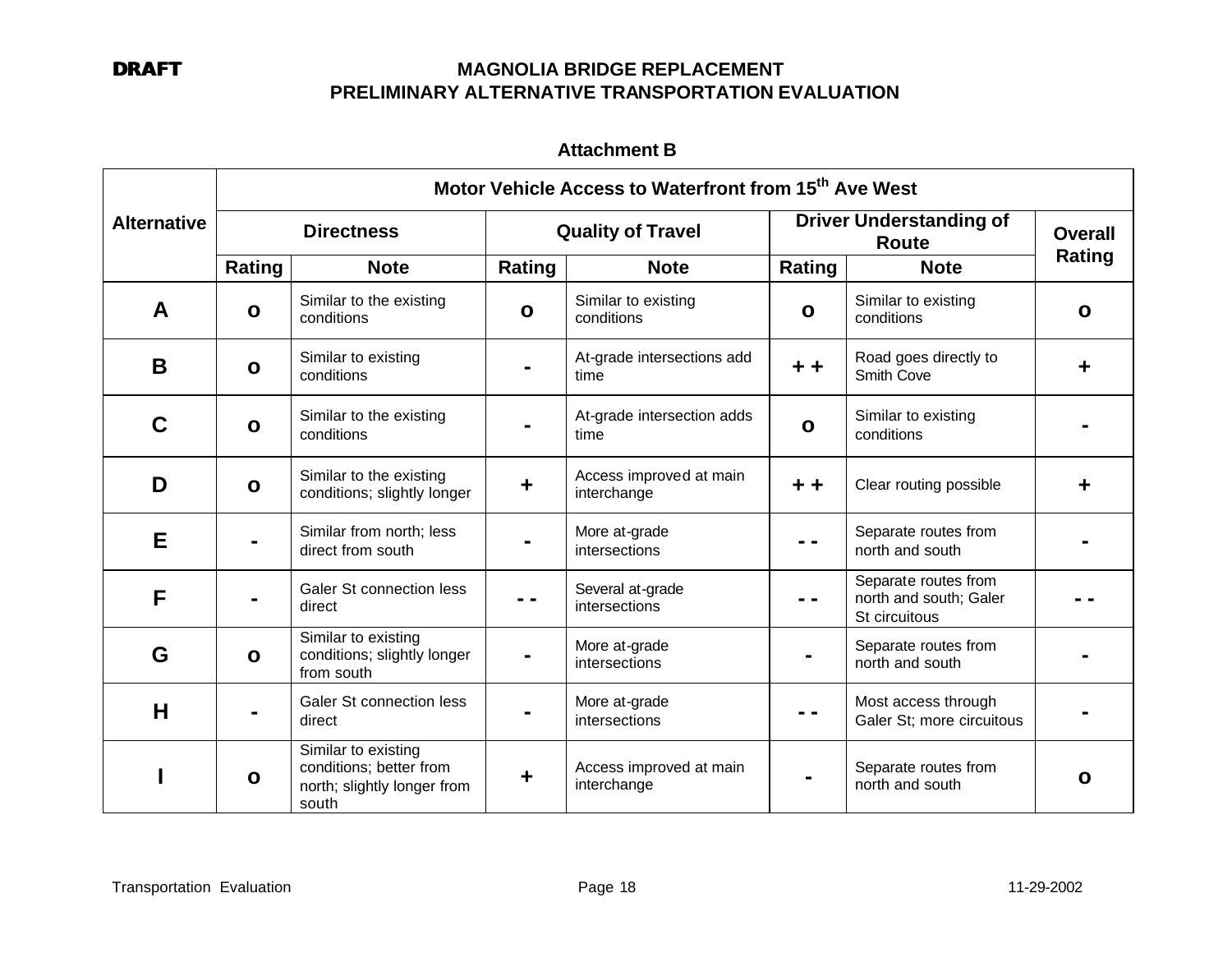DRAFT

# MAGNOLIA BRIDGE REPLACEMENT
# PRELIMINARY ALTERNATIVE TRANSPORTATION EVALUATION

## Attachment B

| Alternative | Motor Vehicle Access to Waterfront from 15th Ave West | | | | | | |
|---|---|---|---|---|---|---|---|
| | Directness | | Quality of Travel | | Driver Understanding of Route | | Overall Rating |
| | Rating | Note | Rating | Note | Rating | Note | |
| **A** | **o** | Similar to the existing conditions | **o** | Similar to existing conditions | **o** | Similar to existing conditions | **o** |
| **B** | **o** | Similar to existing conditions | **-** | At-grade intersections add time | **+ +** | Road goes directly to Smith Cove | **+** |
| **C** | **o** | Similar to the existing conditions | **-** | At-grade intersection adds time | **o** | Similar to existing conditions | **-** |
| **D** | **o** | Similar to the existing conditions; slightly longer | **+** | Access improved at main interchange | **+ +** | Clear routing possible | **+** |
| **E** | **-** | Similar from north; less direct from south | **-** | More at-grade intersections | **- -** | Separate routes from north and south | **-** |
| **F** | **-** | Galer St connection less direct | **- -** | Several at-grade intersections | **- -** | Separate routes from north and south; Galer St circuitous | **- -** |
| **G** | **o** | Similar to existing conditions; slightly longer from south | **-** | More at-grade intersections | **-** | Separate routes from north and south | **-** |
| **H** | **-** | Galer St connection less direct | **-** | More at-grade intersections | **- -** | Most access through Galer St; more circuitous | **-** |
| **I** | **o** | Similar to existing conditions; better from north; slightly longer from south | **+** | Access improved at main interchange | **-** | Separate routes from north and south | **o** |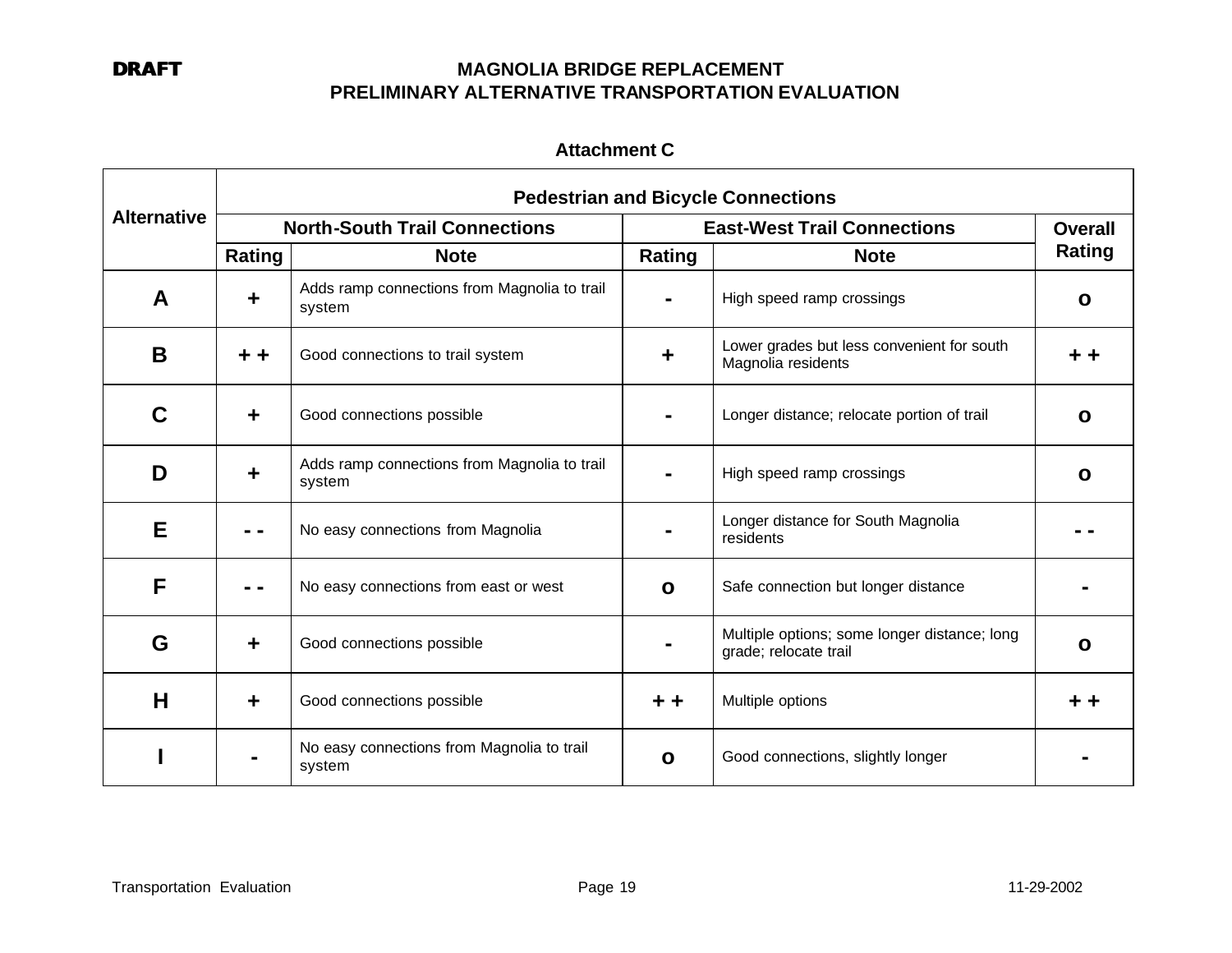**DRAFT**

# MAGNOLIA BRIDGE REPLACEMENT
# PRELIMINARY ALTERNATIVE TRANSPORTATION EVALUATION

## Attachment C

| Alternative | Pedestrian and Bicycle Connections | | | | |
|---|---|---|---|---|---|
| | North-South Trail Connections | | East-West Trail Connections | | Overall Rating |
| | Rating | Note | Rating | Note | |
| **A** | **+** | Adds ramp connections from Magnolia to trail system | **-** | High speed ramp crossings | **o** |
| **B** | **+ +** | Good connections to trail system | **+** | Lower grades but less convenient for south Magnolia residents | **+ +** |
| **C** | **+** | Good connections possible | **-** | Longer distance; relocate portion of trail | **o** |
| **D** | **+** | Adds ramp connections from Magnolia to trail system | **-** | High speed ramp crossings | **o** |
| **E** | **- -** | No easy connections from Magnolia | **-** | Longer distance for South Magnolia residents | **- -** |
| **F** | **- -** | No easy connections from east or west | **o** | Safe connection but longer distance | **-** |
| **G** | **+** | Good connections possible | **-** | Multiple options; some longer distance; long grade; relocate trail | **o** |
| **H** | **+** | Good connections possible | **+ +** | Multiple options | **+ +** |
| **I** | **-** | No easy connections from Magnolia to trail system | **o** | Good connections, slightly longer | **-** |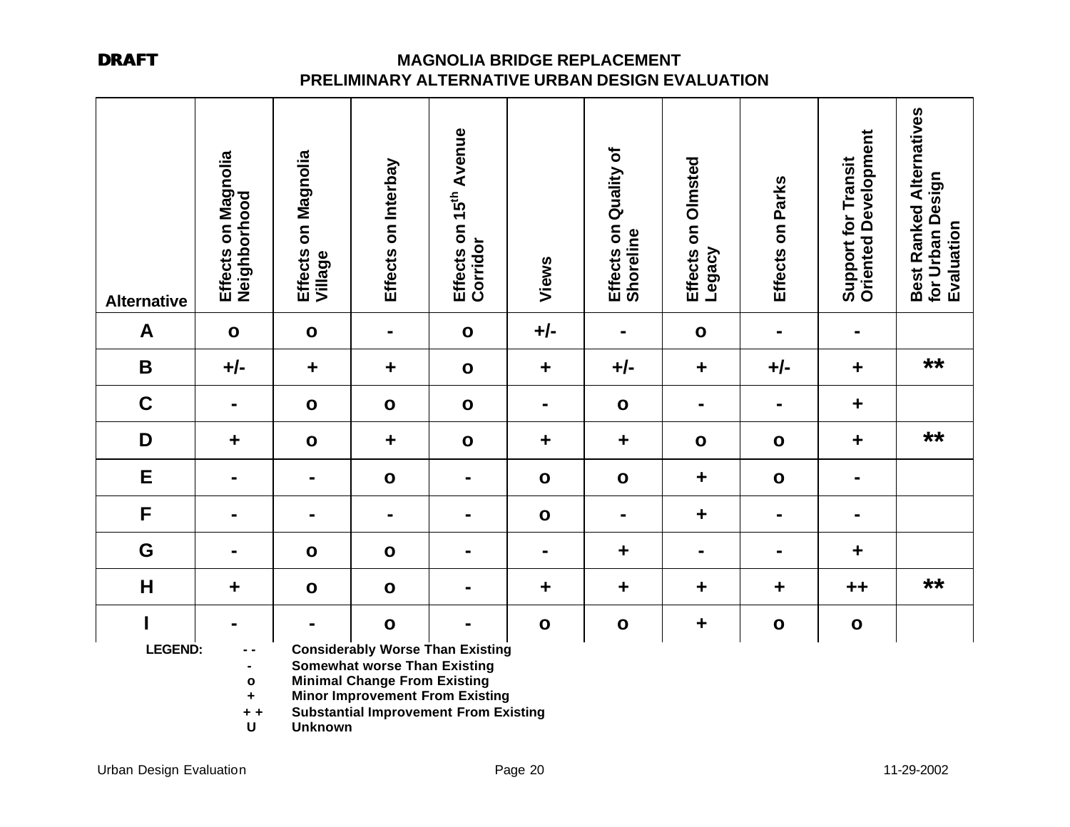**DRAFT**

# MAGNOLIA BRIDGE REPLACEMENT
## PRELIMINARY ALTERNATIVE URBAN DESIGN EVALUATION

| Alternative | Effects on Magnolia Neighborhood | Effects on Magnolia Village | Effects on Interbay | Effects on 15th Avenue Corridor | Views | Effects on Quality of Shoreline | Effects on Olmsted Legacy | Effects on Parks | Support for Transit Oriented Development | Best Ranked Alternatives for Urban Design Evaluation |
|---|---|---|---|---|---|---|---|---|---|---|
| A | o | o | - | o | +/- | - | o | - | - | |
| B | +/- | + | + | o | + | +/- | + | +/- | + | ** |
| C | - | o | o | o | - | o | - | - | + | |
| D | + | o | + | o | + | + | o | o | + | ** |
| E | - | - | o | - | o | o | + | o | - | |
| F | - | - | - | - | o | - | + | - | - | |
| G | - | o | o | - | - | + | - | - | + | |
| H | + | o | o | - | + | + | + | + | ++ | ** |
| I | - | - | o | - | o | o | + | o | o | |

**LEGEND:**

- **- -** Considerably Worse Than Existing
- **-** Somewhat worse Than Existing
- **o** Minimal Change From Existing
- **+** Minor Improvement From Existing
- **+ +** Substantial Improvement From Existing
- **U** Unknown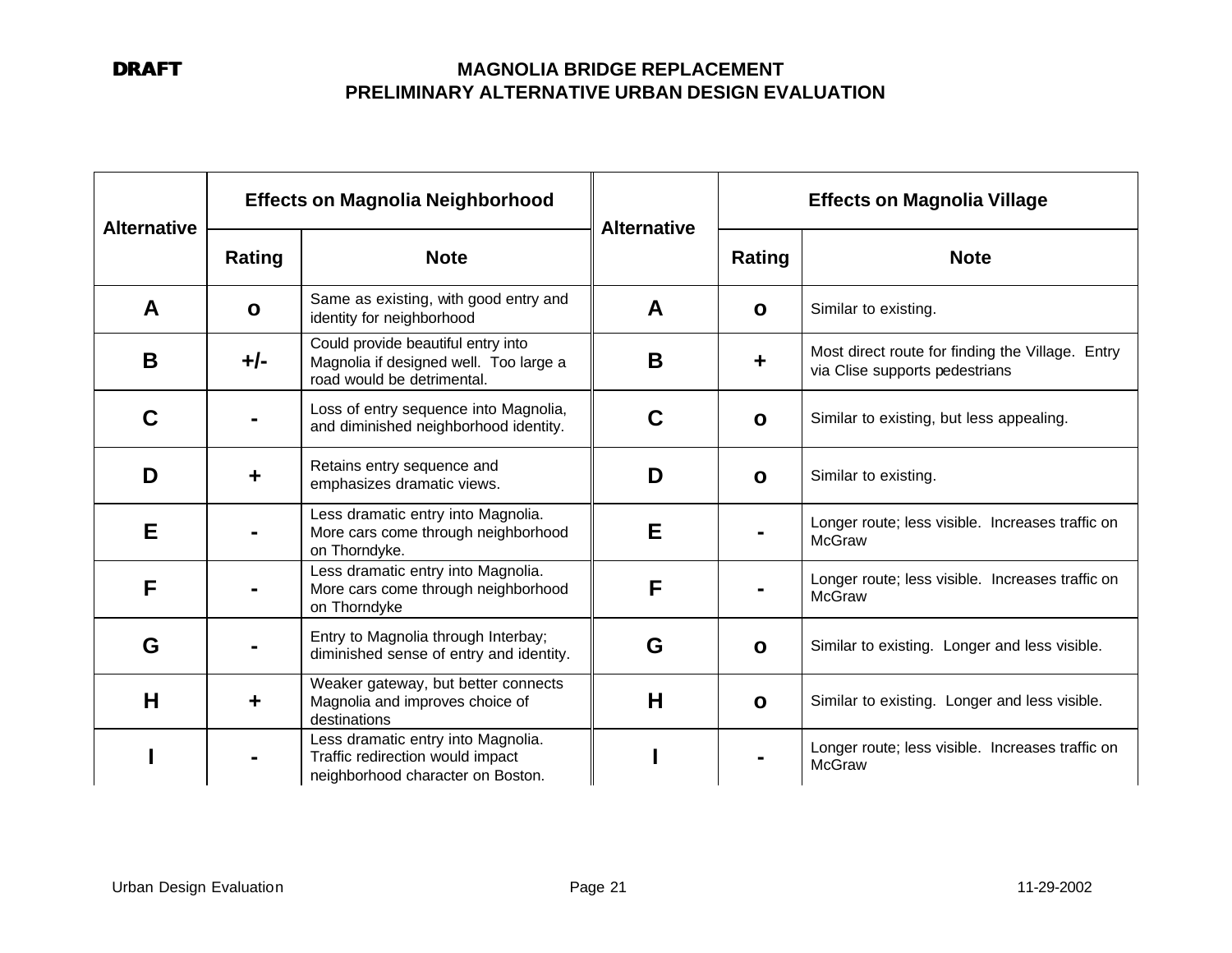DRAFT

# MAGNOLIA BRIDGE REPLACEMENT
## PRELIMINARY ALTERNATIVE URBAN DESIGN EVALUATION

| Alternative | Effects on Magnolia Neighborhood | | Alternative | Effects on Magnolia Village | |
|---|---|---|---|---|---|
| | Rating | Note | | Rating | Note |
| A | o | Same as existing, with good entry and identity for neighborhood | A | o | Similar to existing. |
| B | +/- | Could provide beautiful entry into Magnolia if designed well. Too large a road would be detrimental. | B | + | Most direct route for finding the Village. Entry via Clise supports pedestrians |
| C | - | Loss of entry sequence into Magnolia, and diminished neighborhood identity. | C | o | Similar to existing, but less appealing. |
| D | + | Retains entry sequence and emphasizes dramatic views. | D | o | Similar to existing. |
| E | - | Less dramatic entry into Magnolia. More cars come through neighborhood on Thorndyke. | E | - | Longer route; less visible. Increases traffic on McGraw |
| F | - | Less dramatic entry into Magnolia. More cars come through neighborhood on Thorndyke | F | - | Longer route; less visible. Increases traffic on McGraw |
| G | - | Entry to Magnolia through Interbay; diminished sense of entry and identity. | G | o | Similar to existing. Longer and less visible. |
| H | + | Weaker gateway, but better connects Magnolia and improves choice of destinations | H | o | Similar to existing. Longer and less visible. |
| I | - | Less dramatic entry into Magnolia. Traffic redirection would impact neighborhood character on Boston. | I | - | Longer route; less visible. Increases traffic on McGraw |

Urban Design Evaluation 11-29-2002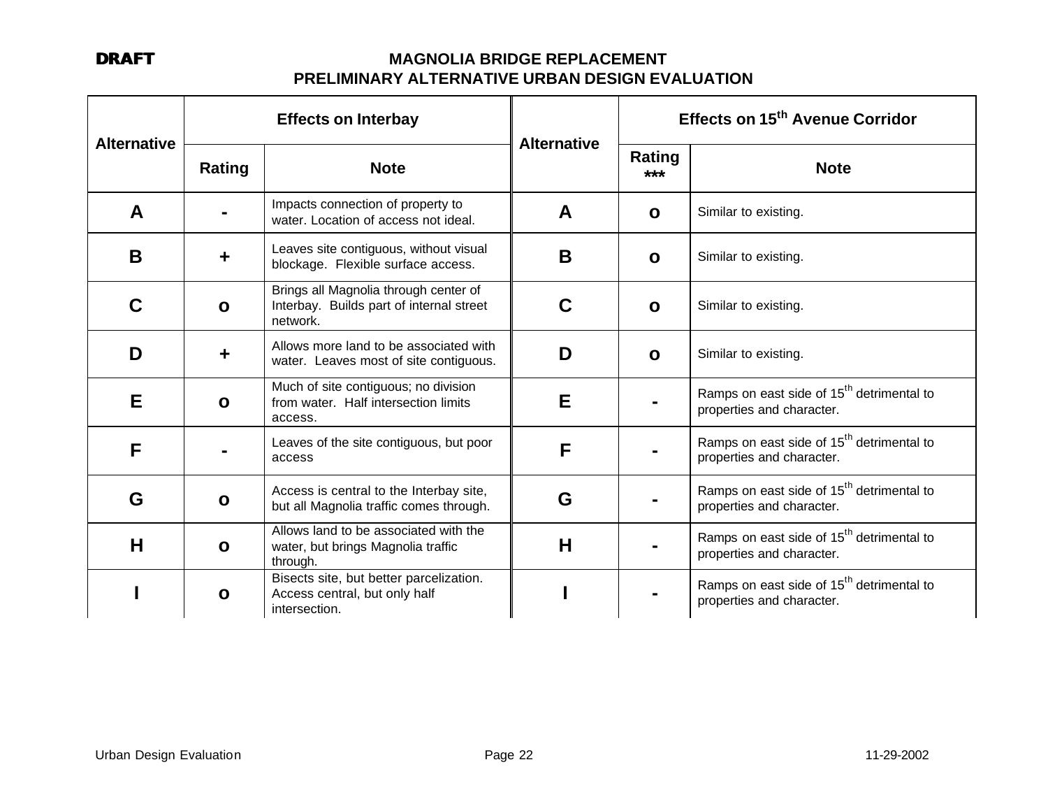DRAFT

# MAGNOLIA BRIDGE REPLACEMENT
## PRELIMINARY ALTERNATIVE URBAN DESIGN EVALUATION

| Alternative | Effects on Interbay | | Alternative | Effects on 15th Avenue Corridor | |
|---|---|---|---|---|---|
| | Rating | Note | | Rating *** | Note |
| A | - | Impacts connection of property to water. Location of access not ideal. | A | o | Similar to existing. |
| B | + | Leaves site contiguous, without visual blockage. Flexible surface access. | B | o | Similar to existing. |
| C | o | Brings all Magnolia through center of Interbay. Builds part of internal street network. | C | o | Similar to existing. |
| D | + | Allows more land to be associated with water. Leaves most of site contiguous. | D | o | Similar to existing. |
| E | o | Much of site contiguous; no division from water. Half intersection limits access. | E | - | Ramps on east side of 15th detrimental to properties and character. |
| F | - | Leaves of the site contiguous, but poor access | F | - | Ramps on east side of 15th detrimental to properties and character. |
| G | o | Access is central to the Interbay site, but all Magnolia traffic comes through. | G | - | Ramps on east side of 15th detrimental to properties and character. |
| H | o | Allows land to be associated with the water, but brings Magnolia traffic through. | H | - | Ramps on east side of 15th detrimental to properties and character. |
| I | o | Bisects site, but better parcelization. Access central, but only half intersection. | I | - | Ramps on east side of 15th detrimental to properties and character. |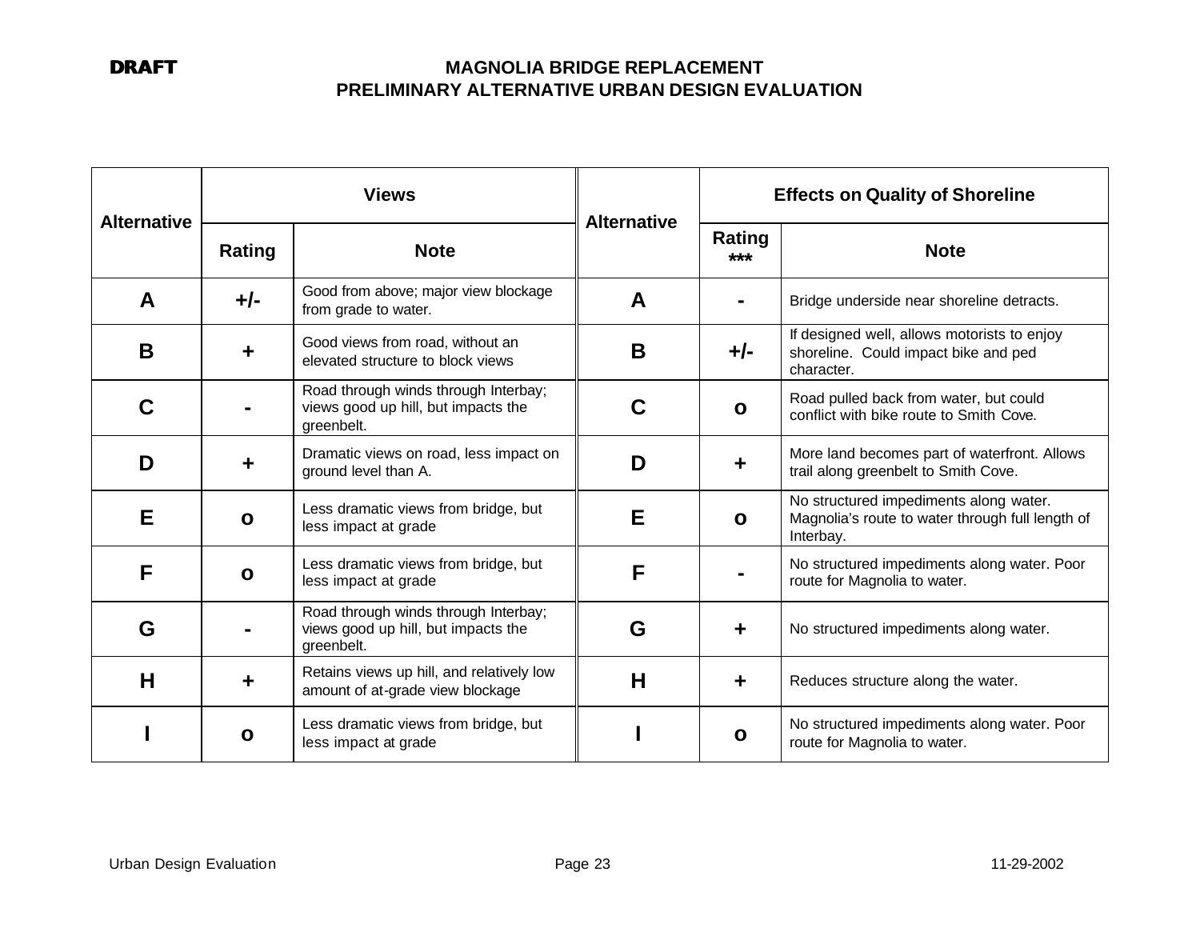**DRAFT**

# MAGNOLIA BRIDGE REPLACEMENT
## PRELIMINARY ALTERNATIVE URBAN DESIGN EVALUATION

| Alternative | Views | | Alternative | Effects on Quality of Shoreline | |
|---|---|---|---|---|---|
| | Rating | Note | | Rating *** | Note |
| A | +/- | Good from above; major view blockage from grade to water. | A | - | Bridge underside near shoreline detracts. |
| B | + | Good views from road, without an elevated structure to block views | B | +/- | If designed well, allows motorists to enjoy shoreline. Could impact bike and ped character. |
| C | - | Road through winds through Interbay; views good up hill, but impacts the greenbelt. | C | o | Road pulled back from water, but could conflict with bike route to Smith Cove. |
| D | + | Dramatic views on road, less impact on ground level than A. | D | + | More land becomes part of waterfront. Allows trail along greenbelt to Smith Cove. |
| E | o | Less dramatic views from bridge, but less impact at grade | E | o | No structured impediments along water. Magnolia's route to water through full length of Interbay. |
| F | o | Less dramatic views from bridge, but less impact at grade | F | - | No structured impediments along water. Poor route for Magnolia to water. |
| G | - | Road through winds through Interbay; views good up hill, but impacts the greenbelt. | G | + | No structured impediments along water. |
| H | + | Retains views up hill, and relatively low amount of at-grade view blockage | H | + | Reduces structure along the water. |
| I | o | Less dramatic views from bridge, but less impact at grade | I | o | No structured impediments along water. Poor route for Magnolia to water. |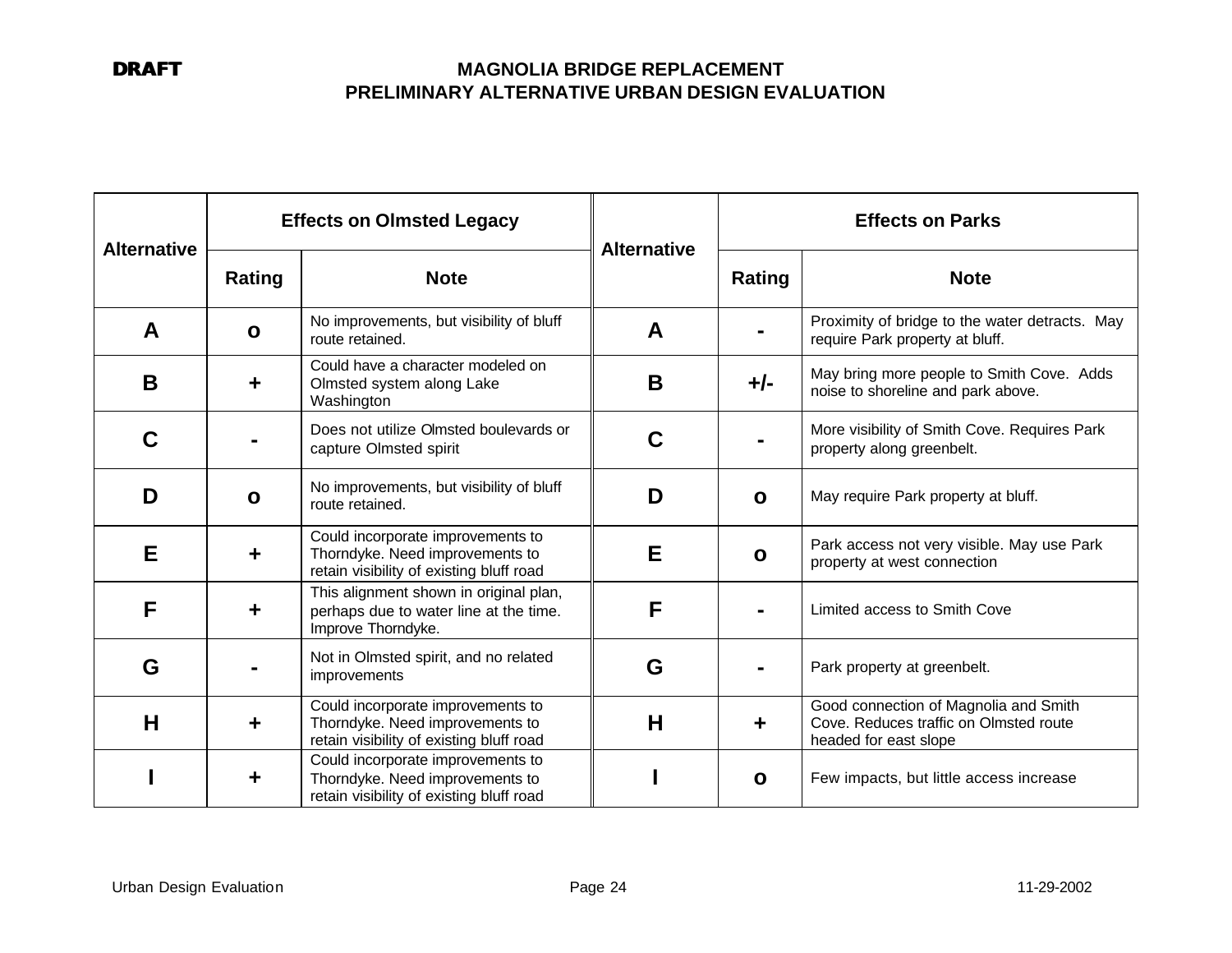DRAFT

# MAGNOLIA BRIDGE REPLACEMENT
## PRELIMINARY ALTERNATIVE URBAN DESIGN EVALUATION

| Alternative | Effects on Olmsted Legacy | | Alternative | Effects on Parks | |
|---|---|---|---|---|---|
| | Rating | Note | | Rating | Note |
| A | o | No improvements, but visibility of bluff route retained. | A | - | Proximity of bridge to the water detracts. May require Park property at bluff. |
| B | + | Could have a character modeled on Olmsted system along Lake Washington | B | +/- | May bring more people to Smith Cove. Adds noise to shoreline and park above. |
| C | - | Does not utilize Olmsted boulevards or capture Olmsted spirit | C | - | More visibility of Smith Cove. Requires Park property along greenbelt. |
| D | o | No improvements, but visibility of bluff route retained. | D | o | May require Park property at bluff. |
| E | + | Could incorporate improvements to Thorndyke. Need improvements to retain visibility of existing bluff road | E | o | Park access not very visible. May use Park property at west connection |
| F | + | This alignment shown in original plan, perhaps due to water line at the time. Improve Thorndyke. | F | - | Limited access to Smith Cove |
| G | - | Not in Olmsted spirit, and no related improvements | G | - | Park property at greenbelt. |
| H | + | Could incorporate improvements to Thorndyke. Need improvements to retain visibility of existing bluff road | H | + | Good connection of Magnolia and Smith Cove. Reduces traffic on Olmsted route headed for east slope |
| I | + | Could incorporate improvements to Thorndyke. Need improvements to retain visibility of existing bluff road | I | o | Few impacts, but little access increase |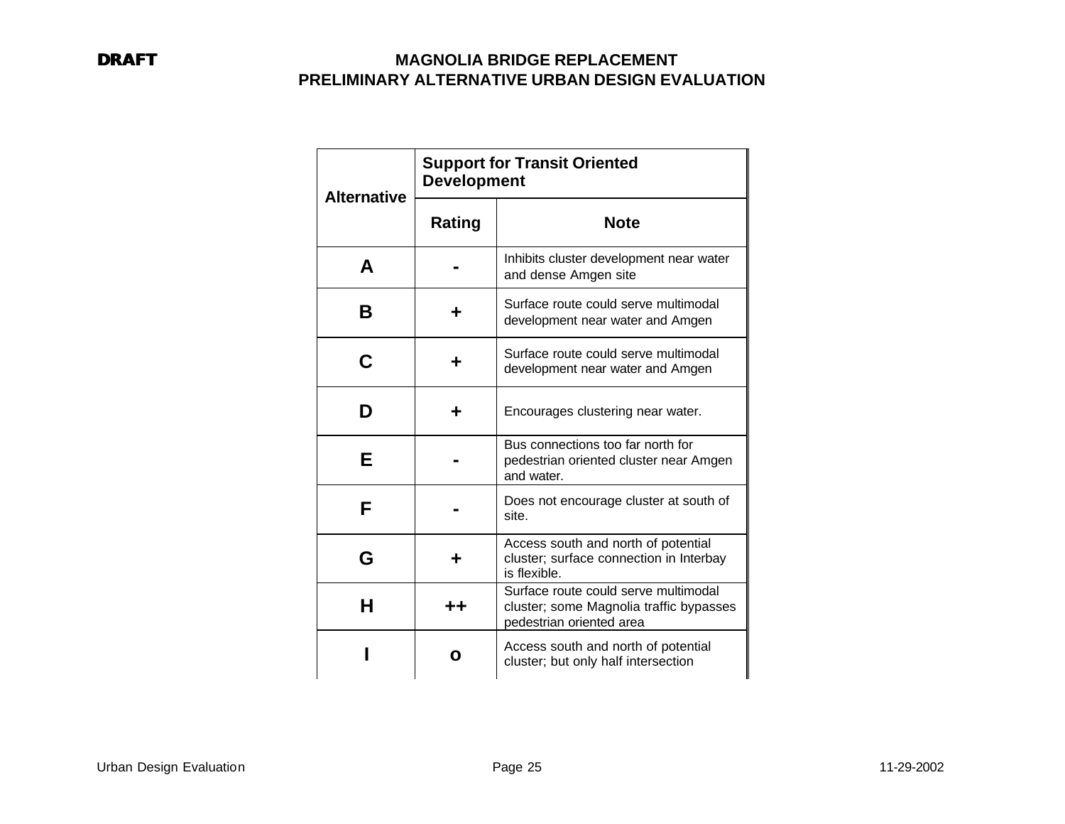**DRAFT**

# MAGNOLIA BRIDGE REPLACEMENT
## PRELIMINARY ALTERNATIVE URBAN DESIGN EVALUATION

| Alternative | Support for Transit Oriented Development | |
|---|---|---|
| | Rating | Note |
| A | - | Inhibits cluster development near water and dense Amgen site |
| B | + | Surface route could serve multimodal development near water and Amgen |
| C | + | Surface route could serve multimodal development near water and Amgen |
| D | + | Encourages clustering near water. |
| E | - | Bus connections too far north for pedestrian oriented cluster near Amgen and water. |
| F | - | Does not encourage cluster at south of site. |
| G | + | Access south and north of potential cluster; surface connection in Interbay is flexible. |
| H | ++ | Surface route could serve multimodal cluster; some Magnolia traffic bypasses pedestrian oriented area |
| I | o | Access south and north of potential cluster; but only half intersection |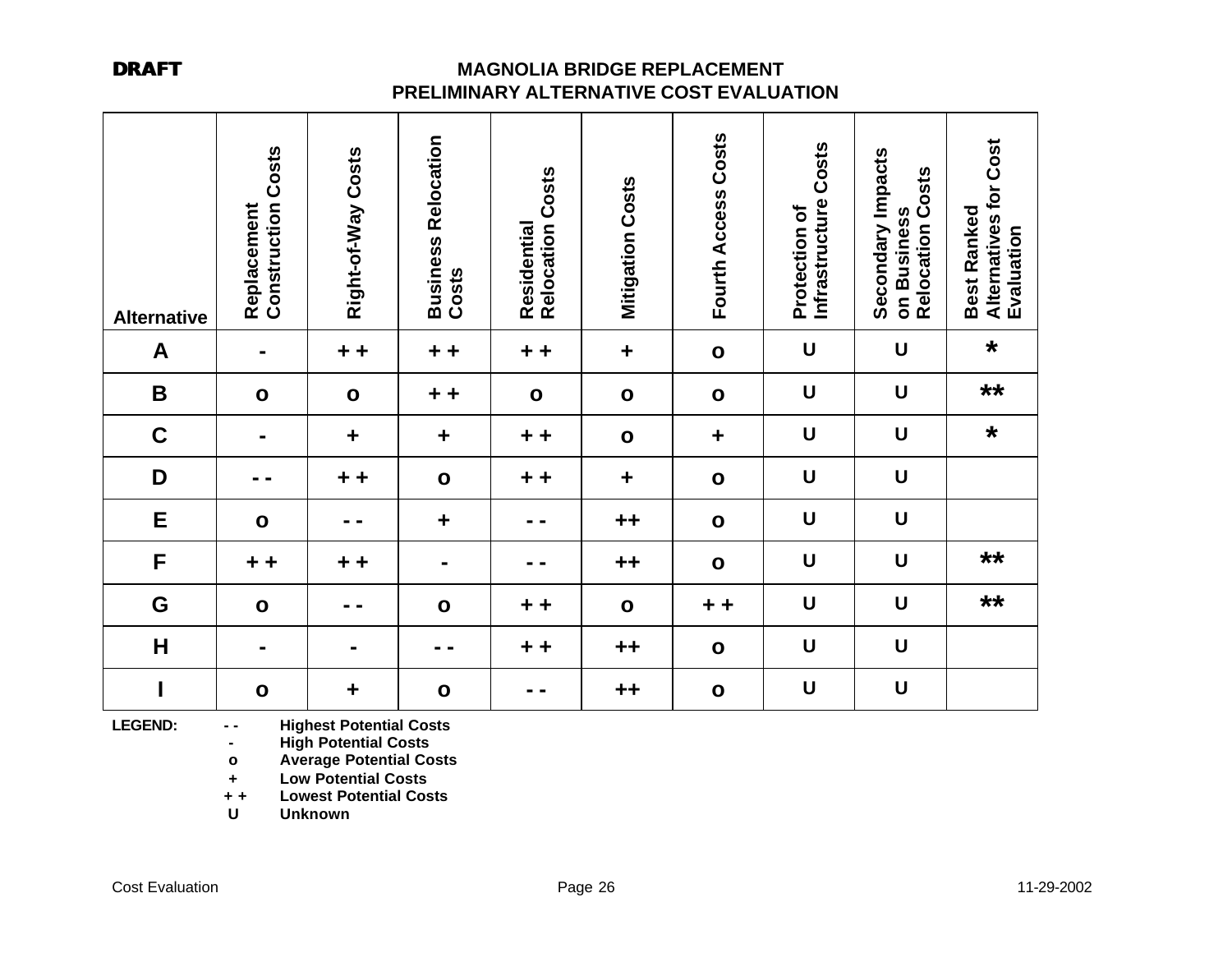**DRAFT**

# MAGNOLIA BRIDGE REPLACEMENT
## PRELIMINARY ALTERNATIVE COST EVALUATION

| Alternative | Replacement Construction Costs | Right-of-Way Costs | Business Relocation Costs | Residential Relocation Costs | Mitigation Costs | Fourth Access Costs | Protection of Infrastructure Costs | Secondary Impacts on Business Relocation Costs | Best Ranked Alternatives for Cost Evaluation |
|---|---|---|---|---|---|---|---|---|---|
| A | - | + + | + + | + + | + | o | U | U | * |
| B | o | o | + + | o | o | o | U | U | ** |
| C | - | + | + | + + | o | + | U | U | * |
| D | - - | + + | o | + + | + | o | U | U | |
| E | o | - - | + | - - | ++ | o | U | U | |
| F | + + | + + | - | - - | ++ | o | U | U | ** |
| G | o | - - | o | + + | o | + + | U | U | ** |
| H | - | - | - - | + + | ++ | o | U | U | |
| I | o | + | o | - - | ++ | o | U | U | |

**LEGEND:**

- **- -** Highest Potential Costs
- **-** High Potential Costs
- **o** Average Potential Costs
- **+** Low Potential Costs
- **+ +** Lowest Potential Costs
- **U** Unknown

Cost Evaluation 11-29-2002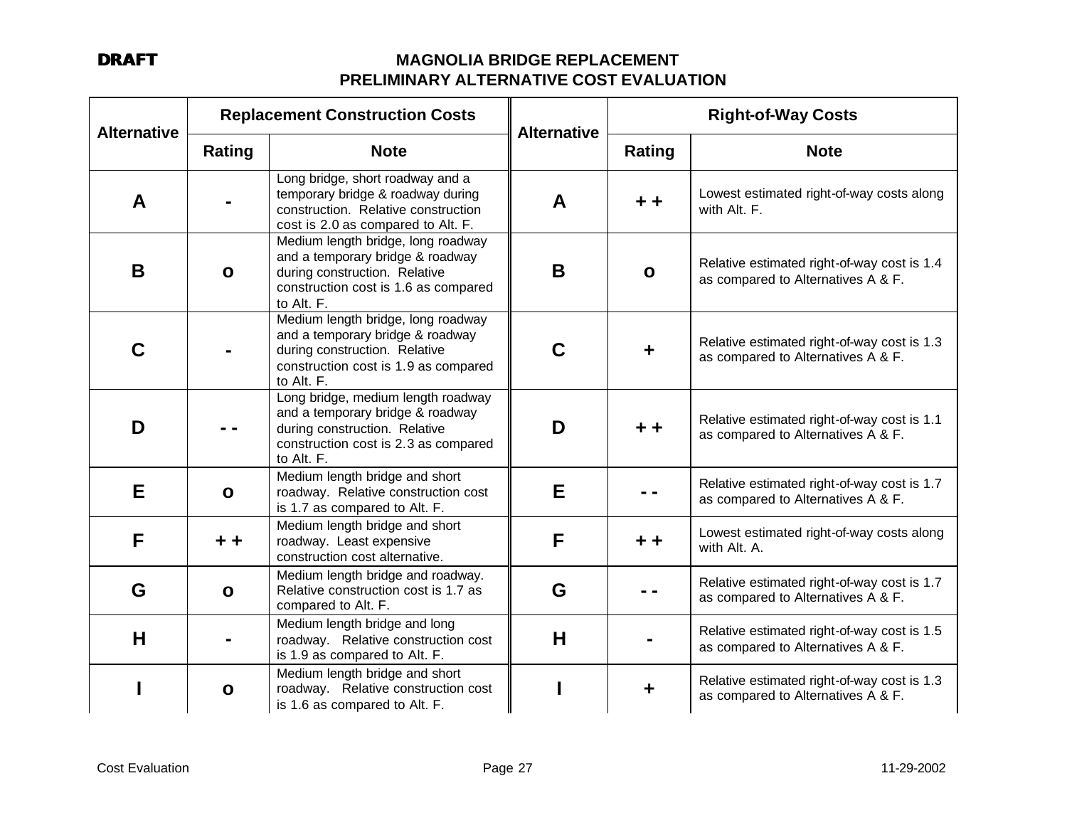**DRAFT**

# MAGNOLIA BRIDGE REPLACEMENT
## PRELIMINARY ALTERNATIVE COST EVALUATION

| Alternative | Replacement Construction Costs | | Alternative | Right-of-Way Costs | |
|---|---|---|---|---|---|
| | Rating | Note | | Rating | Note |
| A | - | Long bridge, short roadway and a temporary bridge & roadway during construction. Relative construction cost is 2.0 as compared to Alt. F. | A | + + | Lowest estimated right-of-way costs along with Alt. F. |
| B | o | Medium length bridge, long roadway and a temporary bridge & roadway during construction. Relative construction cost is 1.6 as compared to Alt. F. | B | o | Relative estimated right-of-way cost is 1.4 as compared to Alternatives A & F. |
| C | - | Medium length bridge, long roadway and a temporary bridge & roadway during construction. Relative construction cost is 1.9 as compared to Alt. F. | C | + | Relative estimated right-of-way cost is 1.3 as compared to Alternatives A & F. |
| D | - - | Long bridge, medium length roadway and a temporary bridge & roadway during construction. Relative construction cost is 2.3 as compared to Alt. F. | D | + + | Relative estimated right-of-way cost is 1.1 as compared to Alternatives A & F. |
| E | o | Medium length bridge and short roadway. Relative construction cost is 1.7 as compared to Alt. F. | E | - - | Relative estimated right-of-way cost is 1.7 as compared to Alternatives A & F. |
| F | + + | Medium length bridge and short roadway. Least expensive construction cost alternative. | F | + + | Lowest estimated right-of-way costs along with Alt. A. |
| G | o | Medium length bridge and roadway. Relative construction cost is 1.7 as compared to Alt. F. | G | - - | Relative estimated right-of-way cost is 1.7 as compared to Alternatives A & F. |
| H | - | Medium length bridge and long roadway. Relative construction cost is 1.9 as compared to Alt. F. | H | - | Relative estimated right-of-way cost is 1.5 as compared to Alternatives A & F. |
| I | o | Medium length bridge and short roadway. Relative construction cost is 1.6 as compared to Alt. F. | I | + | Relative estimated right-of-way cost is 1.3 as compared to Alternatives A & F. |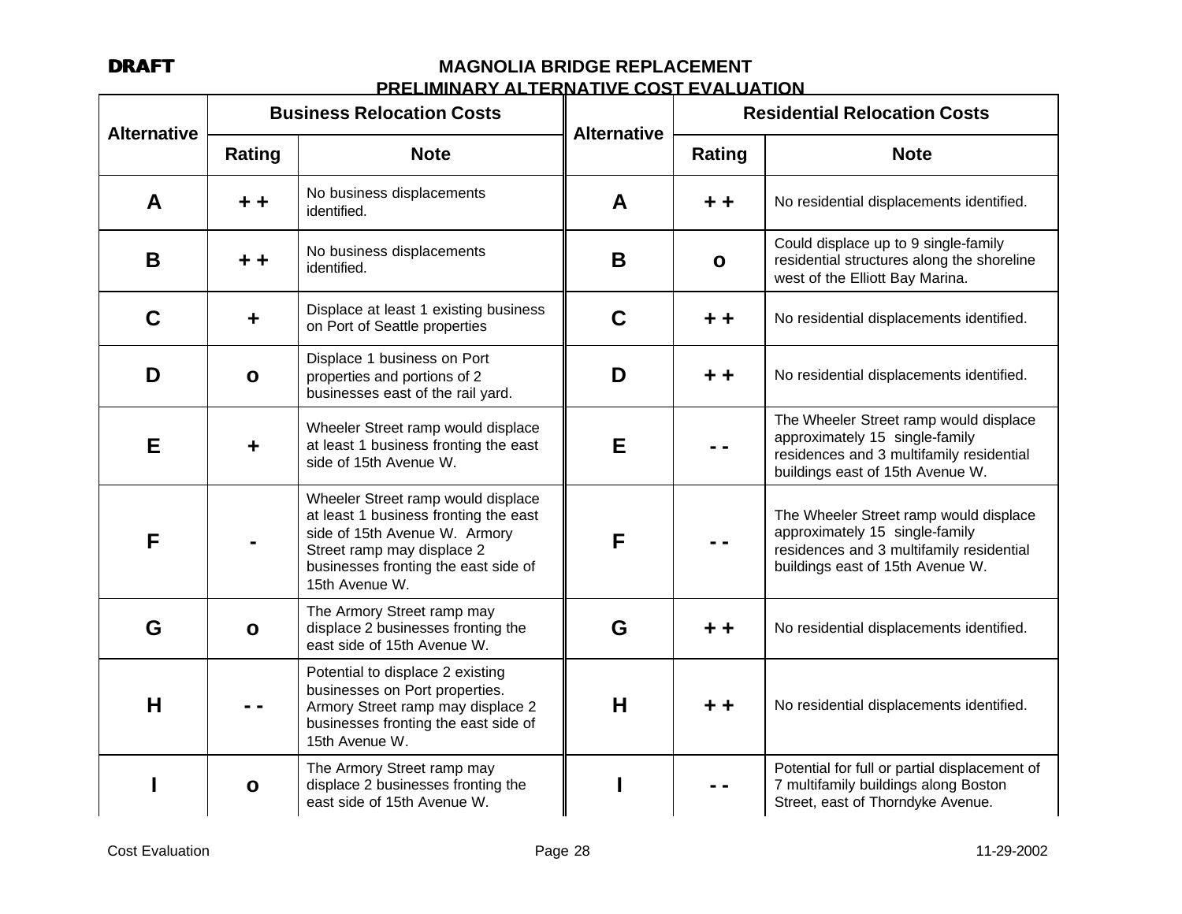**DRAFT**

# MAGNOLIA BRIDGE REPLACEMENT
## PRELIMINARY ALTERNATIVE COST EVALUATION

| Alternative | Business Relocation Costs | | Alternative | Residential Relocation Costs | |
|---|---|---|---|---|---|
| | Rating | Note | | Rating | Note |
| A | + + | No business displacements identified. | A | + + | No residential displacements identified. |
| B | + + | No business displacements identified. | B | o | Could displace up to 9 single-family residential structures along the shoreline west of the Elliott Bay Marina. |
| C | + | Displace at least 1 existing business on Port of Seattle properties | C | + + | No residential displacements identified. |
| D | o | Displace 1 business on Port properties and portions of 2 businesses east of the rail yard. | D | + + | No residential displacements identified. |
| E | + | Wheeler Street ramp would displace at least 1 business fronting the east side of 15th Avenue W. | E | - - | The Wheeler Street ramp would displace approximately 15 single-family residences and 3 multifamily residential buildings east of 15th Avenue W. |
| F | - | Wheeler Street ramp would displace at least 1 business fronting the east side of 15th Avenue W. Armory Street ramp may displace 2 businesses fronting the east side of 15th Avenue W. | F | - - | The Wheeler Street ramp would displace approximately 15 single-family residences and 3 multifamily residential buildings east of 15th Avenue W. |
| G | o | The Armory Street ramp may displace 2 businesses fronting the east side of 15th Avenue W. | G | + + | No residential displacements identified. |
| H | - - | Potential to displace 2 existing businesses on Port properties. Armory Street ramp may displace 2 businesses fronting the east side of 15th Avenue W. | H | + + | No residential displacements identified. |
| I | o | The Armory Street ramp may displace 2 businesses fronting the east side of 15th Avenue W. | I | - - | Potential for full or partial displacement of 7 multifamily buildings along Boston Street, east of Thorndyke Avenue. |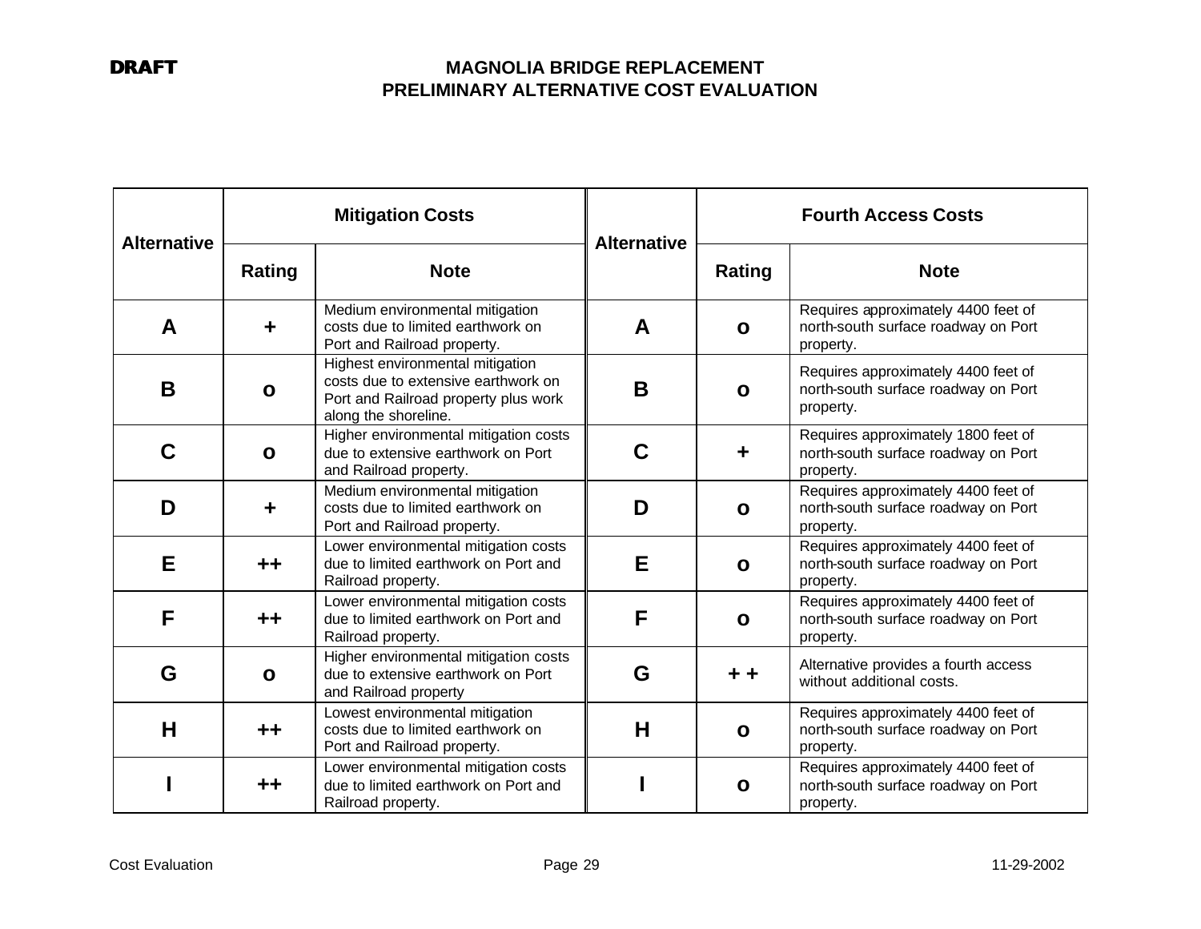DRAFT

# MAGNOLIA BRIDGE REPLACEMENT
## PRELIMINARY ALTERNATIVE COST EVALUATION

| Alternative | Mitigation Costs | | Alternative | Fourth Access Costs | |
|---|---|---|---|---|---|
| | Rating | Note | | Rating | Note |
| A | + | Medium environmental mitigation costs due to limited earthwork on Port and Railroad property. | A | o | Requires approximately 4400 feet of north-south surface roadway on Port property. |
| B | o | Highest environmental mitigation costs due to extensive earthwork on Port and Railroad property plus work along the shoreline. | B | o | Requires approximately 4400 feet of north-south surface roadway on Port property. |
| C | o | Higher environmental mitigation costs due to extensive earthwork on Port and Railroad property. | C | + | Requires approximately 1800 feet of north-south surface roadway on Port property. |
| D | + | Medium environmental mitigation costs due to limited earthwork on Port and Railroad property. | D | o | Requires approximately 4400 feet of north-south surface roadway on Port property. |
| E | ++ | Lower environmental mitigation costs due to limited earthwork on Port and Railroad property. | E | o | Requires approximately 4400 feet of north-south surface roadway on Port property. |
| F | ++ | Lower environmental mitigation costs due to limited earthwork on Port and Railroad property. | F | o | Requires approximately 4400 feet of north-south surface roadway on Port property. |
| G | o | Higher environmental mitigation costs due to extensive earthwork on Port and Railroad property | G | + + | Alternative provides a fourth access without additional costs. |
| H | ++ | Lowest environmental mitigation costs due to limited earthwork on Port and Railroad property. | H | o | Requires approximately 4400 feet of north-south surface roadway on Port property. |
| I | ++ | Lower environmental mitigation costs due to limited earthwork on Port and Railroad property. | I | o | Requires approximately 4400 feet of north-south surface roadway on Port property. |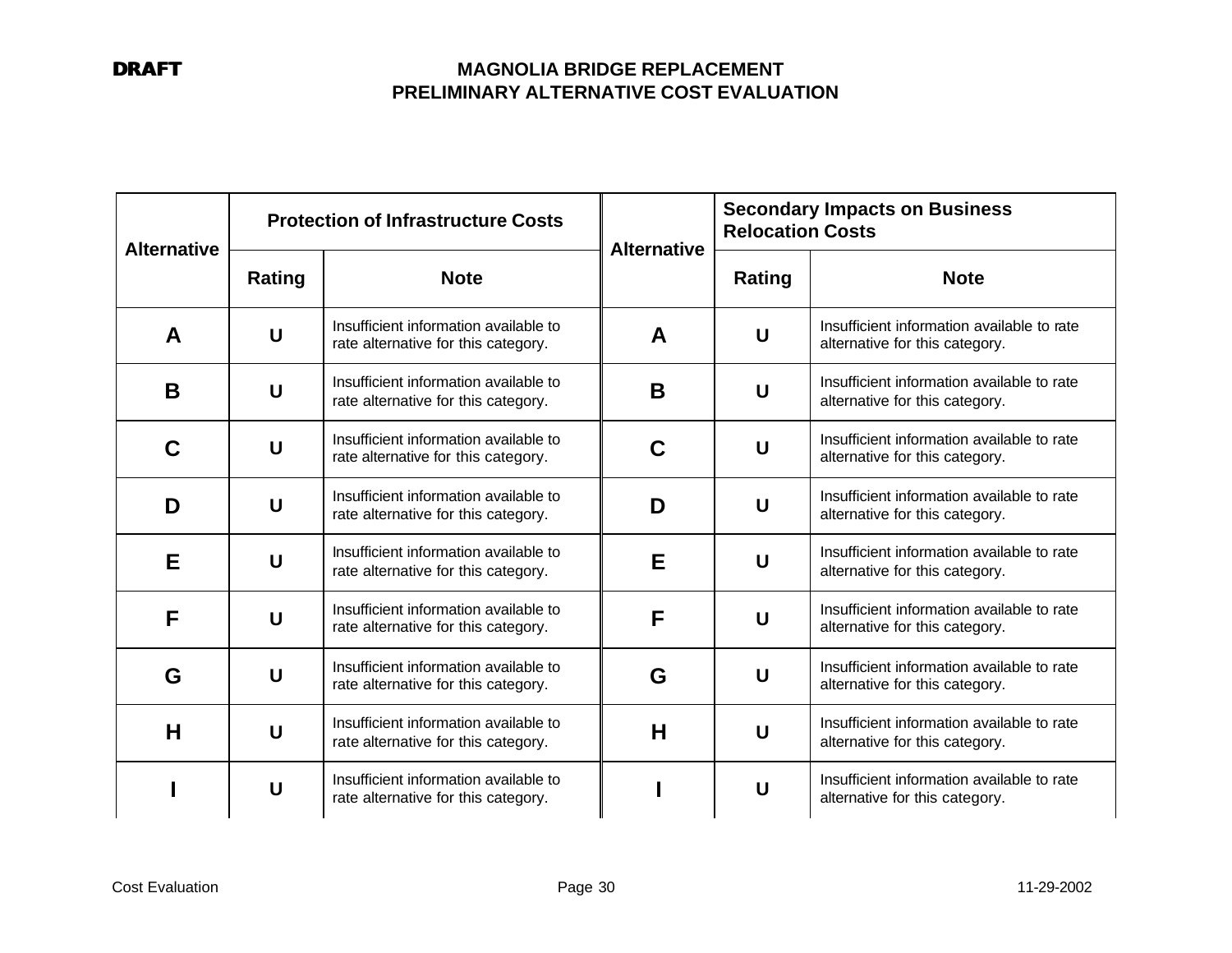**DRAFT**

# MAGNOLIA BRIDGE REPLACEMENT
# PRELIMINARY ALTERNATIVE COST EVALUATION

| Alternative | Protection of Infrastructure Costs | | Alternative | Secondary Impacts on Business Relocation Costs | |
|---|---|---|---|---|---|
| | Rating | Note | | Rating | Note |
| **A** | **U** | Insufficient information available to rate alternative for this category. | **A** | **U** | Insufficient information available to rate alternative for this category. |
| **B** | **U** | Insufficient information available to rate alternative for this category. | **B** | **U** | Insufficient information available to rate alternative for this category. |
| **C** | **U** | Insufficient information available to rate alternative for this category. | **C** | **U** | Insufficient information available to rate alternative for this category. |
| **D** | **U** | Insufficient information available to rate alternative for this category. | **D** | **U** | Insufficient information available to rate alternative for this category. |
| **E** | **U** | Insufficient information available to rate alternative for this category. | **E** | **U** | Insufficient information available to rate alternative for this category. |
| **F** | **U** | Insufficient information available to rate alternative for this category. | **F** | **U** | Insufficient information available to rate alternative for this category. |
| **G** | **U** | Insufficient information available to rate alternative for this category. | **G** | **U** | Insufficient information available to rate alternative for this category. |
| **H** | **U** | Insufficient information available to rate alternative for this category. | **H** | **U** | Insufficient information available to rate alternative for this category. |
| **I** | **U** | Insufficient information available to rate alternative for this category. | **I** | **U** | Insufficient information available to rate alternative for this category. |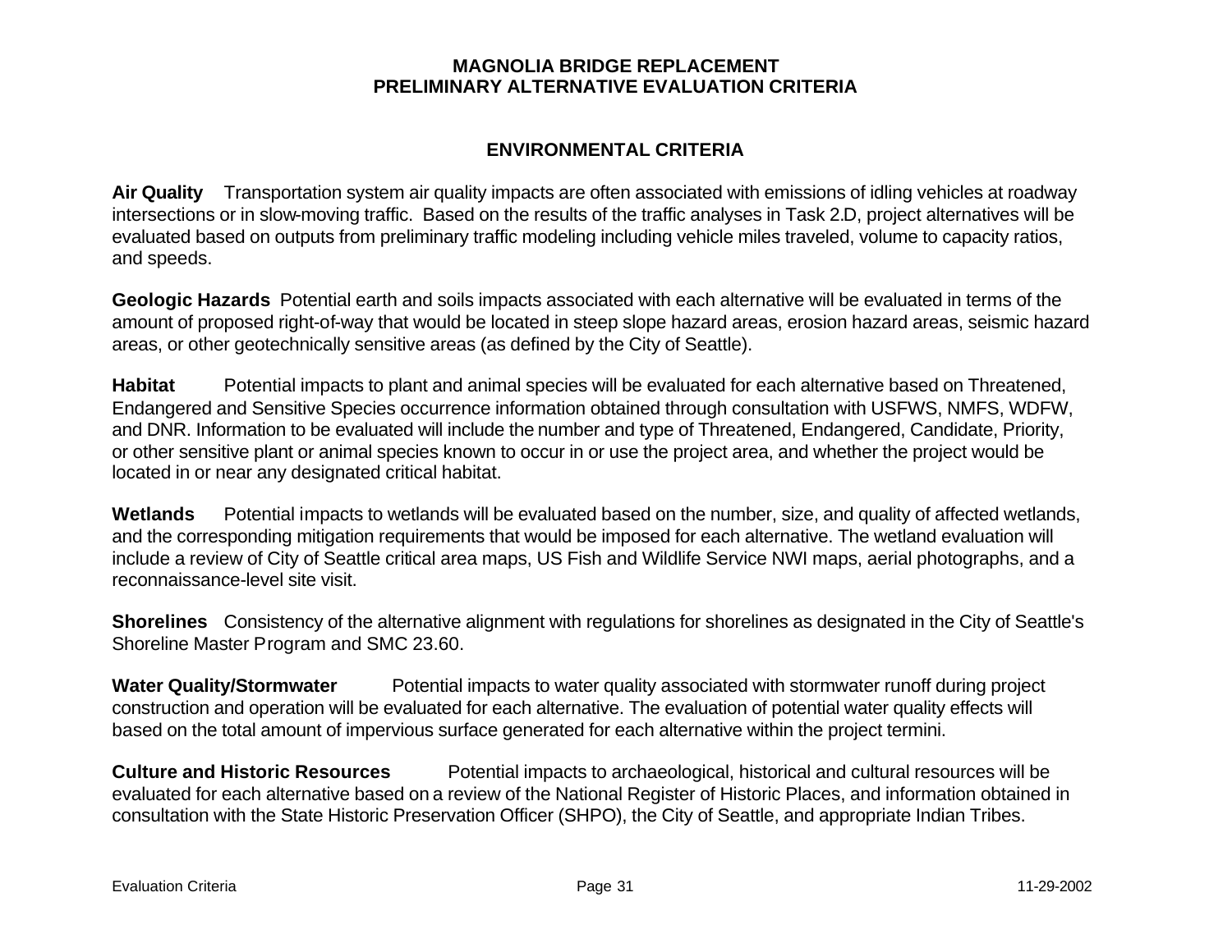**MAGNOLIA BRIDGE REPLACEMENT**
**PRELIMINARY ALTERNATIVE EVALUATION CRITERIA**

## ENVIRONMENTAL CRITERIA

**Air Quality** Transportation system air quality impacts are often associated with emissions of idling vehicles at roadway intersections or in slow-moving traffic. Based on the results of the traffic analyses in Task 2.D, project alternatives will be evaluated based on outputs from preliminary traffic modeling including vehicle miles traveled, volume to capacity ratios, and speeds.

**Geologic Hazards** Potential earth and soils impacts associated with each alternative will be evaluated in terms of the amount of proposed right-of-way that would be located in steep slope hazard areas, erosion hazard areas, seismic hazard areas, or other geotechnically sensitive areas (as defined by the City of Seattle).

**Habitat** Potential impacts to plant and animal species will be evaluated for each alternative based on Threatened, Endangered and Sensitive Species occurrence information obtained through consultation with USFWS, NMFS, WDFW, and DNR. Information to be evaluated will include the number and type of Threatened, Endangered, Candidate, Priority, or other sensitive plant or animal species known to occur in or use the project area, and whether the project would be located in or near any designated critical habitat.

**Wetlands** Potential impacts to wetlands will be evaluated based on the number, size, and quality of affected wetlands, and the corresponding mitigation requirements that would be imposed for each alternative. The wetland evaluation will include a review of City of Seattle critical area maps, US Fish and Wildlife Service NWI maps, aerial photographs, and a reconnaissance-level site visit.

**Shorelines** Consistency of the alternative alignment with regulations for shorelines as designated in the City of Seattle's Shoreline Master Program and SMC 23.60.

**Water Quality/Stormwater** Potential impacts to water quality associated with stormwater runoff during project construction and operation will be evaluated for each alternative. The evaluation of potential water quality effects will based on the total amount of impervious surface generated for each alternative within the project termini.

**Culture and Historic Resources** Potential impacts to archaeological, historical and cultural resources will be evaluated for each alternative based on a review of the National Register of Historic Places, and information obtained in consultation with the State Historic Preservation Officer (SHPO), the City of Seattle, and appropriate Indian Tribes.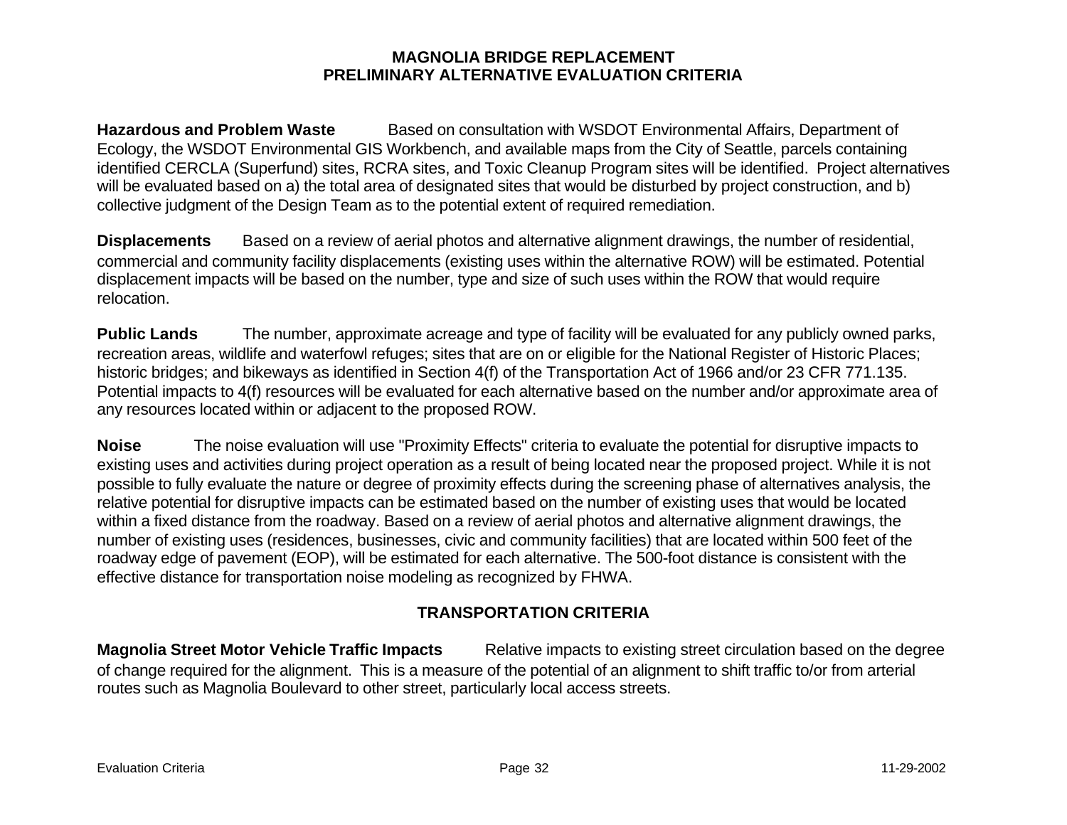**Hazardous and Problem Waste** Based on consultation with WSDOT Environmental Affairs, Department of Ecology, the WSDOT Environmental GIS Workbench, and available maps from the City of Seattle, parcels containing identified CERCLA (Superfund) sites, RCRA sites, and Toxic Cleanup Program sites will be identified. Project alternatives will be evaluated based on a) the total area of designated sites that would be disturbed by project construction, and b) collective judgment of the Design Team as to the potential extent of required remediation.

**Displacements** Based on a review of aerial photos and alternative alignment drawings, the number of residential, commercial and community facility displacements (existing uses within the alternative ROW) will be estimated. Potential displacement impacts will be based on the number, type and size of such uses within the ROW that would require relocation.

**Public Lands** The number, approximate acreage and type of facility will be evaluated for any publicly owned parks, recreation areas, wildlife and waterfowl refuges; sites that are on or eligible for the National Register of Historic Places; historic bridges; and bikeways as identified in Section 4(f) of the Transportation Act of 1966 and/or 23 CFR 771.135. Potential impacts to 4(f) resources will be evaluated for each alternative based on the number and/or approximate area of any resources located within or adjacent to the proposed ROW.

**Noise** The noise evaluation will use "Proximity Effects" criteria to evaluate the potential for disruptive impacts to existing uses and activities during project operation as a result of being located near the proposed project. While it is not possible to fully evaluate the nature or degree of proximity effects during the screening phase of alternatives analysis, the relative potential for disruptive impacts can be estimated based on the number of existing uses that would be located within a fixed distance from the roadway. Based on a review of aerial photos and alternative alignment drawings, the number of existing uses (residences, businesses, civic and community facilities) that are located within 500 feet of the roadway edge of pavement (EOP), will be estimated for each alternative. The 500-foot distance is consistent with the effective distance for transportation noise modeling as recognized by FHWA.

## TRANSPORTATION CRITERIA

**Magnolia Street Motor Vehicle Traffic Impacts** Relative impacts to existing street circulation based on the degree of change required for the alignment. This is a measure of the potential of an alignment to shift traffic to/or from arterial routes such as Magnolia Boulevard to other street, particularly local access streets.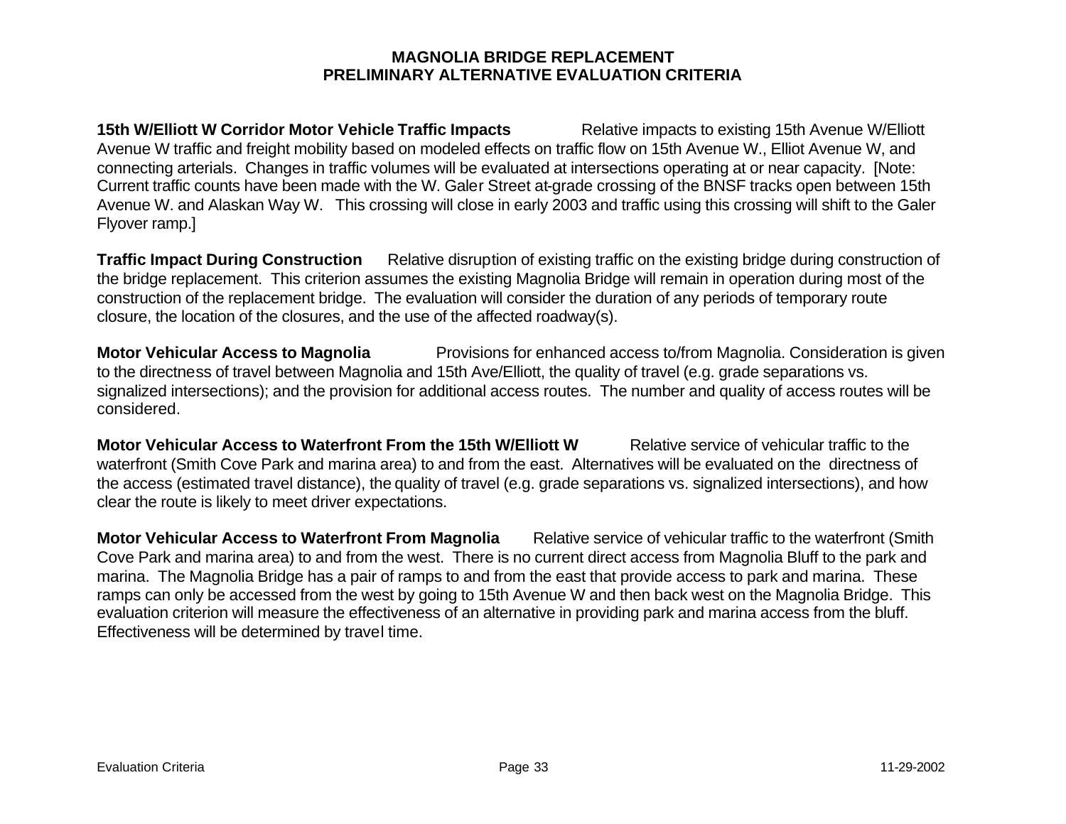**MAGNOLIA BRIDGE REPLACEMENT**
**PRELIMINARY ALTERNATIVE EVALUATION CRITERIA**

**15th W/Elliott W Corridor Motor Vehicle Traffic Impacts** Relative impacts to existing 15th Avenue W/Elliott Avenue W traffic and freight mobility based on modeled effects on traffic flow on 15th Avenue W., Elliot Avenue W, and connecting arterials. Changes in traffic volumes will be evaluated at intersections operating at or near capacity. [Note: Current traffic counts have been made with the W. Galer Street at-grade crossing of the BNSF tracks open between 15th Avenue W. and Alaskan Way W. This crossing will close in early 2003 and traffic using this crossing will shift to the Galer Flyover ramp.]

**Traffic Impact During Construction** Relative disruption of existing traffic on the existing bridge during construction of the bridge replacement. This criterion assumes the existing Magnolia Bridge will remain in operation during most of the construction of the replacement bridge. The evaluation will consider the duration of any periods of temporary route closure, the location of the closures, and the use of the affected roadway(s).

**Motor Vehicular Access to Magnolia** Provisions for enhanced access to/from Magnolia. Consideration is given to the directness of travel between Magnolia and 15th Ave/Elliott, the quality of travel (e.g. grade separations vs. signalized intersections); and the provision for additional access routes. The number and quality of access routes will be considered.

**Motor Vehicular Access to Waterfront From the 15th W/Elliott W** Relative service of vehicular traffic to the waterfront (Smith Cove Park and marina area) to and from the east. Alternatives will be evaluated on the directness of the access (estimated travel distance), the quality of travel (e.g. grade separations vs. signalized intersections), and how clear the route is likely to meet driver expectations.

**Motor Vehicular Access to Waterfront From Magnolia** Relative service of vehicular traffic to the waterfront (Smith Cove Park and marina area) to and from the west. There is no current direct access from Magnolia Bluff to the park and marina. The Magnolia Bridge has a pair of ramps to and from the east that provide access to park and marina. These ramps can only be accessed from the west by going to 15th Avenue W and then back west on the Magnolia Bridge. This evaluation criterion will measure the effectiveness of an alternative in providing park and marina access from the bluff. Effectiveness will be determined by travel time.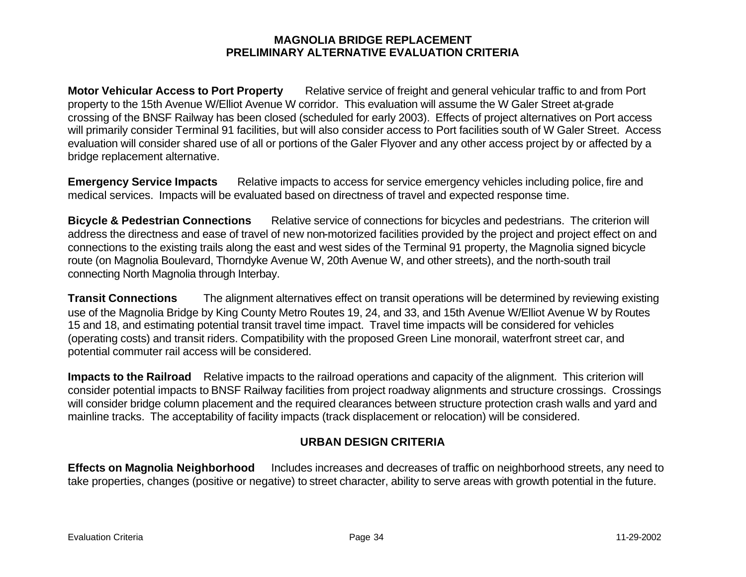**MAGNOLIA BRIDGE REPLACEMENT**
**PRELIMINARY ALTERNATIVE EVALUATION CRITERIA**

**Motor Vehicular Access to Port Property** Relative service of freight and general vehicular traffic to and from Port property to the 15th Avenue W/Elliot Avenue W corridor. This evaluation will assume the W Galer Street at-grade crossing of the BNSF Railway has been closed (scheduled for early 2003). Effects of project alternatives on Port access will primarily consider Terminal 91 facilities, but will also consider access to Port facilities south of W Galer Street. Access evaluation will consider shared use of all or portions of the Galer Flyover and any other access project by or affected by a bridge replacement alternative.

**Emergency Service Impacts** Relative impacts to access for service emergency vehicles including police, fire and medical services. Impacts will be evaluated based on directness of travel and expected response time.

**Bicycle & Pedestrian Connections** Relative service of connections for bicycles and pedestrians. The criterion will address the directness and ease of travel of new non-motorized facilities provided by the project and project effect on and connections to the existing trails along the east and west sides of the Terminal 91 property, the Magnolia signed bicycle route (on Magnolia Boulevard, Thorndyke Avenue W, 20th Avenue W, and other streets), and the north-south trail connecting North Magnolia through Interbay.

**Transit Connections** The alignment alternatives effect on transit operations will be determined by reviewing existing use of the Magnolia Bridge by King County Metro Routes 19, 24, and 33, and 15th Avenue W/Elliot Avenue W by Routes 15 and 18, and estimating potential transit travel time impact. Travel time impacts will be considered for vehicles (operating costs) and transit riders. Compatibility with the proposed Green Line monorail, waterfront street car, and potential commuter rail access will be considered.

**Impacts to the Railroad** Relative impacts to the railroad operations and capacity of the alignment. This criterion will consider potential impacts to BNSF Railway facilities from project roadway alignments and structure crossings. Crossings will consider bridge column placement and the required clearances between structure protection crash walls and yard and mainline tracks. The acceptability of facility impacts (track displacement or relocation) will be considered.

## URBAN DESIGN CRITERIA

**Effects on Magnolia Neighborhood** Includes increases and decreases of traffic on neighborhood streets, any need to take properties, changes (positive or negative) to street character, ability to serve areas with growth potential in the future.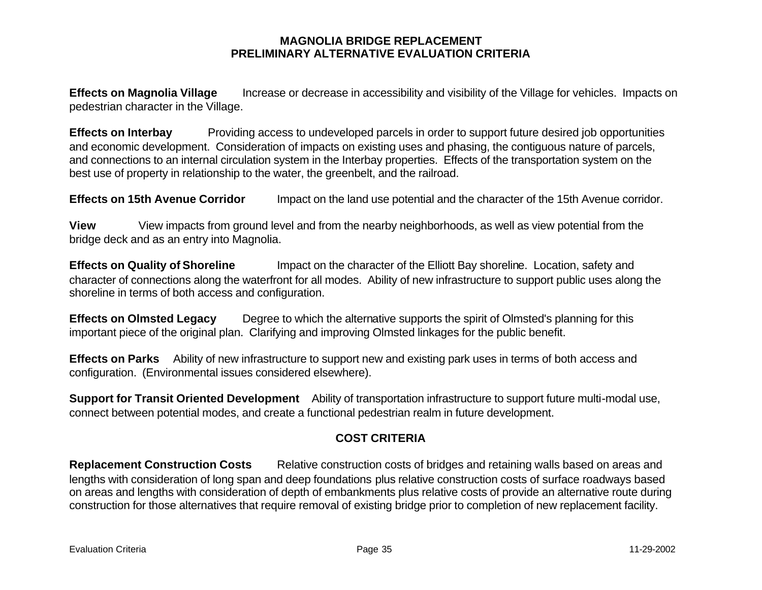**MAGNOLIA BRIDGE REPLACEMENT**
**PRELIMINARY ALTERNATIVE EVALUATION CRITERIA**

**Effects on Magnolia Village** Increase or decrease in accessibility and visibility of the Village for vehicles. Impacts on pedestrian character in the Village.

**Effects on Interbay** Providing access to undeveloped parcels in order to support future desired job opportunities and economic development. Consideration of impacts on existing uses and phasing, the contiguous nature of parcels, and connections to an internal circulation system in the Interbay properties. Effects of the transportation system on the best use of property in relationship to the water, the greenbelt, and the railroad.

**Effects on 15th Avenue Corridor** Impact on the land use potential and the character of the 15th Avenue corridor.

**View** View impacts from ground level and from the nearby neighborhoods, as well as view potential from the bridge deck and as an entry into Magnolia.

**Effects on Quality of Shoreline** Impact on the character of the Elliott Bay shoreline. Location, safety and character of connections along the waterfront for all modes. Ability of new infrastructure to support public uses along the shoreline in terms of both access and configuration.

**Effects on Olmsted Legacy** Degree to which the alternative supports the spirit of Olmsted's planning for this important piece of the original plan. Clarifying and improving Olmsted linkages for the public benefit.

**Effects on Parks** Ability of new infrastructure to support new and existing park uses in terms of both access and configuration. (Environmental issues considered elsewhere).

**Support for Transit Oriented Development** Ability of transportation infrastructure to support future multi-modal use, connect between potential modes, and create a functional pedestrian realm in future development.

## COST CRITERIA

**Replacement Construction Costs** Relative construction costs of bridges and retaining walls based on areas and lengths with consideration of long span and deep foundations plus relative construction costs of surface roadways based on areas and lengths with consideration of depth of embankments plus relative costs of provide an alternative route during construction for those alternatives that require removal of existing bridge prior to completion of new replacement facility.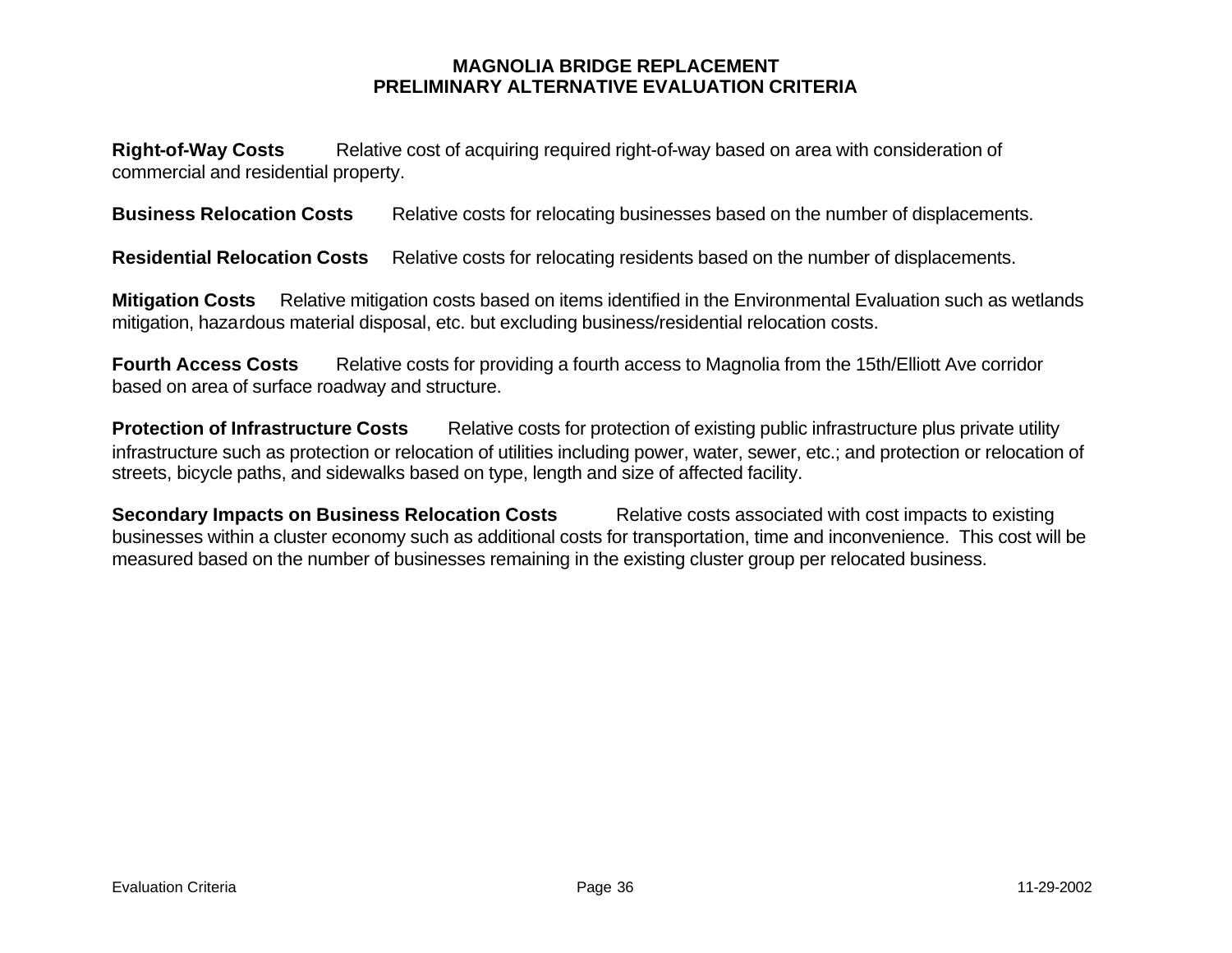# MAGNOLIA BRIDGE REPLACEMENT
## PRELIMINARY ALTERNATIVE EVALUATION CRITERIA

**Right-of-Way Costs** Relative cost of acquiring required right-of-way based on area with consideration of commercial and residential property.

**Business Relocation Costs** Relative costs for relocating businesses based on the number of displacements.

**Residential Relocation Costs** Relative costs for relocating residents based on the number of displacements.

**Mitigation Costs** Relative mitigation costs based on items identified in the Environmental Evaluation such as wetlands mitigation, hazardous material disposal, etc. but excluding business/residential relocation costs.

**Fourth Access Costs** Relative costs for providing a fourth access to Magnolia from the 15th/Elliott Ave corridor based on area of surface roadway and structure.

**Protection of Infrastructure Costs** Relative costs for protection of existing public infrastructure plus private utility infrastructure such as protection or relocation of utilities including power, water, sewer, etc.; and protection or relocation of streets, bicycle paths, and sidewalks based on type, length and size of affected facility.

**Secondary Impacts on Business Relocation Costs** Relative costs associated with cost impacts to existing businesses within a cluster economy such as additional costs for transportation, time and inconvenience. This cost will be measured based on the number of businesses remaining in the existing cluster group per relocated business.